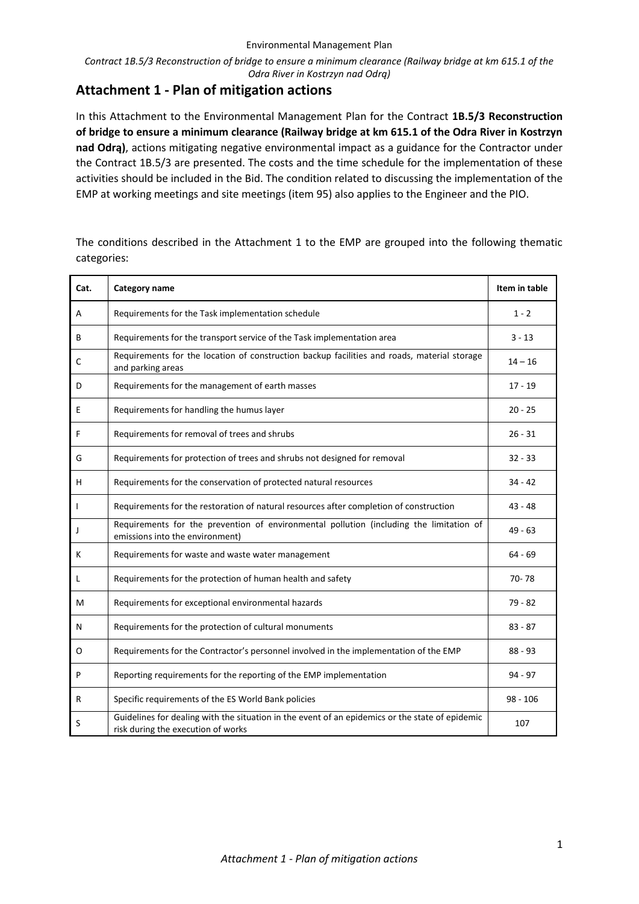## Attachment 1 - Plan of mitigation actions

In this Attachment to the Environmental Management Plan for the Contract **1B.5/3 Reconstruction of bridge to ensure a minimum clearance (Railway bridge at km 615.1 of the Odra River in Kostrzyn nad Odrą)**, actions mitigating negative environmental impact as a guidance for the Contractor under the Contract 1B.5/3 are presented. The costs and the time schedule for the implementation of these activities should be included in the Bid. The condition related to discussing the implementation of the EMP at working meetings and site meetings (item 95) also applies to the Engineer and the PIO.

The conditions described in the Attachment 1 to the EMP are grouped into the following thematic categories:

| Cat. | Category name | Item in table |
|---|---|---|
| A | Requirements for the Task implementation schedule | 1 - 2 |
| B | Requirements for the transport service of the Task implementation area | 3 - 13 |
| C | Requirements for the location of construction backup facilities and roads, material storage and parking areas | 14 – 16 |
| D | Requirements for the management of earth masses | 17 - 19 |
| E | Requirements for handling the humus layer | 20 - 25 |
| F | Requirements for removal of trees and shrubs | 26 - 31 |
| G | Requirements for protection of trees and shrubs not designed for removal | 32 - 33 |
| H | Requirements for the conservation of protected natural resources | 34 - 42 |
| I | Requirements for the restoration of natural resources after completion of construction | 43 - 48 |
| J | Requirements for the prevention of environmental pollution (including the limitation of emissions into the environment) | 49 - 63 |
| K | Requirements for waste and waste water management | 64 - 69 |
| L | Requirements for the protection of human health and safety | 70- 78 |
| M | Requirements for exceptional environmental hazards | 79 - 82 |
| N | Requirements for the protection of cultural monuments | 83 - 87 |
| O | Requirements for the Contractor's personnel involved in the implementation of the EMP | 88 - 93 |
| P | Reporting requirements for the reporting of the EMP implementation | 94 - 97 |
| R | Specific requirements of the ES World Bank policies | 98 - 106 |
| S | Guidelines for dealing with the situation in the event of an epidemics or the state of epidemic risk during the execution of works | 107 |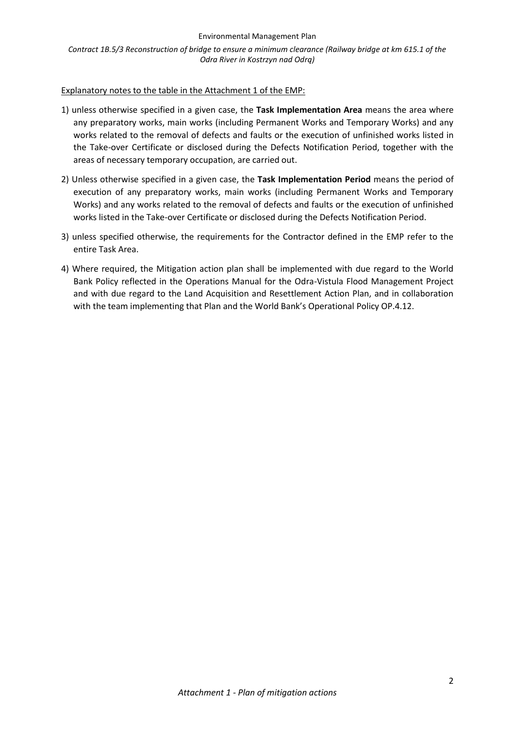Explanatory notes to the table in the Attachment 1 of the EMP:

1) unless otherwise specified in a given case, the **Task Implementation Area** means the area where any preparatory works, main works (including Permanent Works and Temporary Works) and any works related to the removal of defects and faults or the execution of unfinished works listed in the Take-over Certificate or disclosed during the Defects Notification Period, together with the areas of necessary temporary occupation, are carried out.

2) Unless otherwise specified in a given case, the **Task Implementation Period** means the period of execution of any preparatory works, main works (including Permanent Works and Temporary Works) and any works related to the removal of defects and faults or the execution of unfinished works listed in the Take-over Certificate or disclosed during the Defects Notification Period.

3) unless specified otherwise, the requirements for the Contractor defined in the EMP refer to the entire Task Area.

4) Where required, the Mitigation action plan shall be implemented with due regard to the World Bank Policy reflected in the Operations Manual for the Odra-Vistula Flood Management Project and with due regard to the Land Acquisition and Resettlement Action Plan, and in collaboration with the team implementing that Plan and the World Bank's Operational Policy OP.4.12.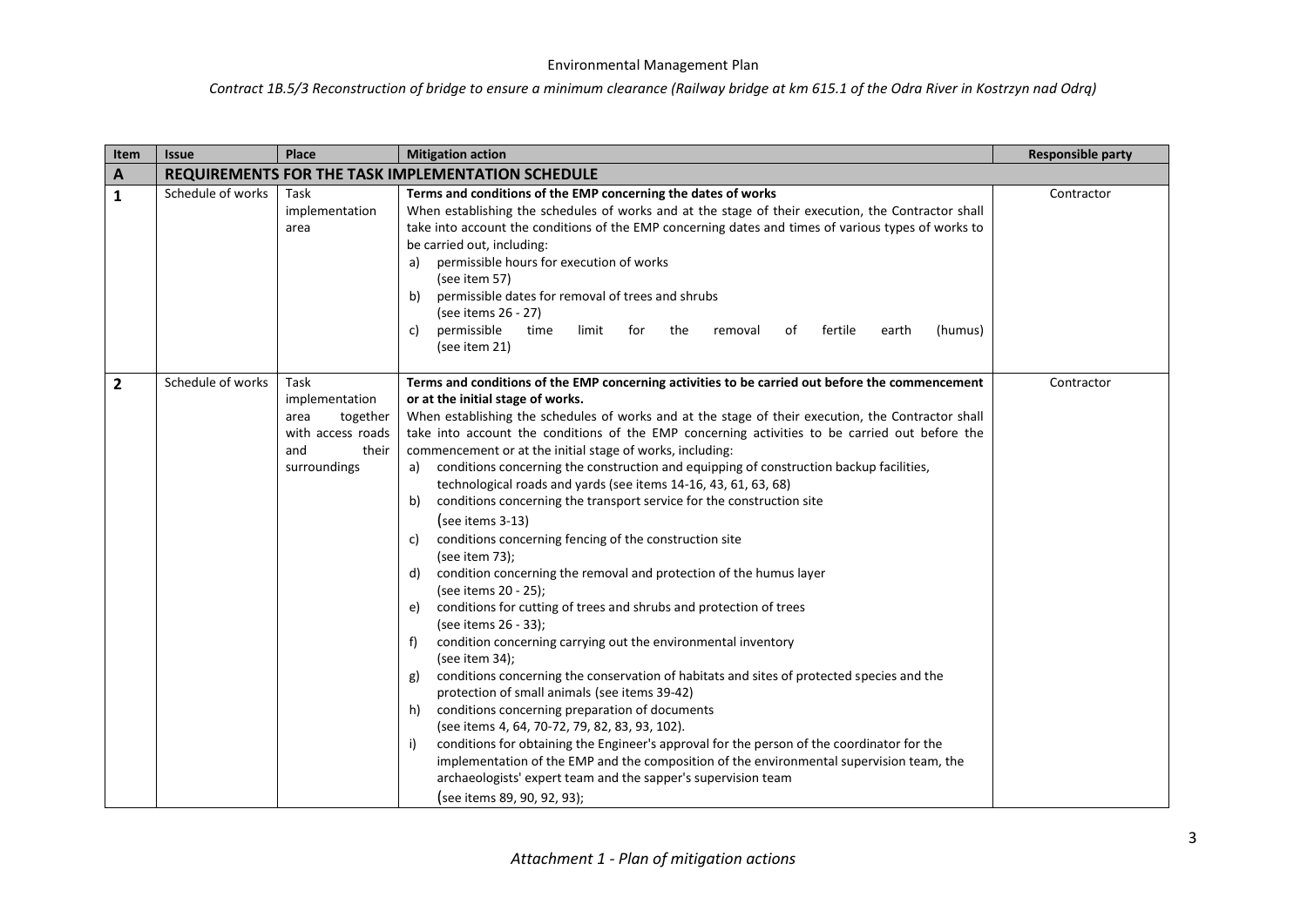| Item | Issue | Place | Mitigation action | Responsible party |
|---|---|---|---|---|
| **A** | **REQUIREMENTS FOR THE TASK IMPLEMENTATION SCHEDULE** | | | |
| **1** | Schedule of works | Task implementation area | **Terms and conditions of the EMP concerning the dates of works**<br>When establishing the schedules of works and at the stage of their execution, the Contractor shall take into account the conditions of the EMP concerning dates and times of various types of works to be carried out, including:<br>a) permissible hours for execution of works (see item 57)<br>b) permissible dates for removal of trees and shrubs (see items 26 - 27)<br>c) permissible time limit for the removal of fertile earth (humus) (see item 21) | Contractor |
| **2** | Schedule of works | Task implementation area together with access roads and their surroundings | **Terms and conditions of the EMP concerning activities to be carried out before the commencement or at the initial stage of works.**<br>When establishing the schedules of works and at the stage of their execution, the Contractor shall take into account the conditions of the EMP concerning activities to be carried out before the commencement or at the initial stage of works, including:<br>a) conditions concerning the construction and equipping of construction backup facilities, technological roads and yards (see items 14-16, 43, 61, 63, 68)<br>b) conditions concerning the transport service for the construction site (see items 3-13)<br>c) conditions concerning fencing of the construction site (see item 73);<br>d) condition concerning the removal and protection of the humus layer (see items 20 - 25);<br>e) conditions for cutting of trees and shrubs and protection of trees (see items 26 - 33);<br>f) condition concerning carrying out the environmental inventory (see item 34);<br>g) conditions concerning the conservation of habitats and sites of protected species and the protection of small animals (see items 39-42)<br>h) conditions concerning preparation of documents (see items 4, 64, 70-72, 79, 82, 83, 93, 102).<br>i) conditions for obtaining the Engineer's approval for the person of the coordinator for the implementation of the EMP and the composition of the environmental supervision team, the archaeologists' expert team and the sapper's supervision team (see items 89, 90, 92, 93); | Contractor |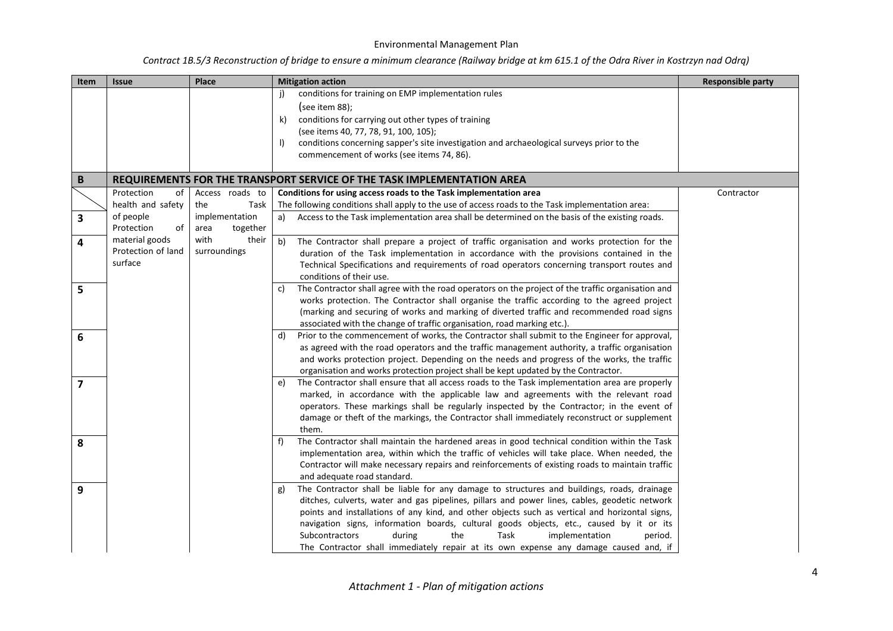| Item | Issue | Place | Mitigation action | Responsible party |
|---|---|---|---|---|
| | | | j) conditions for training on EMP implementation rules (see item 88);<br>k) conditions for carrying out other types of training (see items 40, 77, 78, 91, 100, 105);<br>l) conditions concerning sapper's site investigation and archaeological surveys prior to the commencement of works (see items 74, 86). | |
| **B** | **REQUIREMENTS FOR THE TRANSPORT SERVICE OF THE TASK IMPLEMENTATION AREA** | | | |
| | Protection of health and safety of people<br>Protection of material goods<br>Protection of land surface | Access roads to the Task implementation area together with their surroundings | **Conditions for using access roads to the Task implementation area**<br>The following conditions shall apply to the use of access roads to the Task implementation area: | Contractor |
| 3 | | | a) Access to the Task implementation area shall be determined on the basis of the existing roads. | |
| 4 | | | b) The Contractor shall prepare a project of traffic organisation and works protection for the duration of the Task implementation in accordance with the provisions contained in the Technical Specifications and requirements of road operators concerning transport routes and conditions of their use. | |
| 5 | | | c) The Contractor shall agree with the road operators on the project of the traffic organisation and works protection. The Contractor shall organise the traffic according to the agreed project (marking and securing of works and marking of diverted traffic and recommended road signs associated with the change of traffic organisation, road marking etc.). | |
| 6 | | | d) Prior to the commencement of works, the Contractor shall submit to the Engineer for approval, as agreed with the road operators and the traffic management authority, a traffic organisation and works protection project. Depending on the needs and progress of the works, the traffic organisation and works protection project shall be kept updated by the Contractor. | |
| 7 | | | e) The Contractor shall ensure that all access roads to the Task implementation area are properly marked, in accordance with the applicable law and agreements with the relevant road operators. These markings shall be regularly inspected by the Contractor; in the event of damage or theft of the markings, the Contractor shall immediately reconstruct or supplement them. | |
| 8 | | | f) The Contractor shall maintain the hardened areas in good technical condition within the Task implementation area, within which the traffic of vehicles will take place. When needed, the Contractor will make necessary repairs and reinforcements of existing roads to maintain traffic and adequate road standard. | |
| 9 | | | g) The Contractor shall be liable for any damage to structures and buildings, roads, drainage ditches, culverts, water and gas pipelines, pillars and power lines, cables, geodetic network points and installations of any kind, and other objects such as vertical and horizontal signs, navigation signs, information boards, cultural goods objects, etc., caused by it or its Subcontractors during the Task implementation period.<br>The Contractor shall immediately repair at its own expense any damage caused and, if | |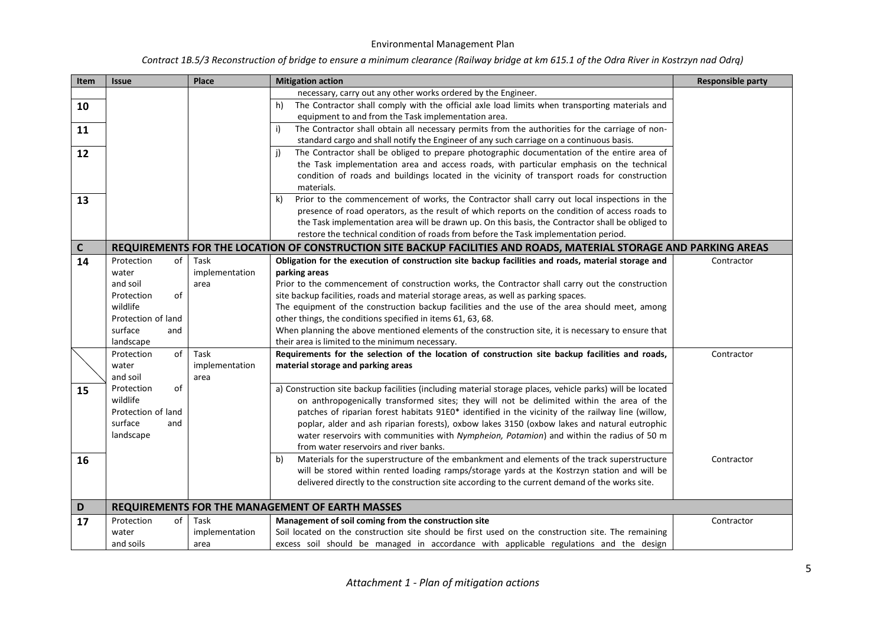| Item | Issue | Place | Mitigation action | Responsible party |
|---|---|---|---|---|
| | | | necessary, carry out any other works ordered by the Engineer. | |
| 10 | | | h) The Contractor shall comply with the official axle load limits when transporting materials and equipment to and from the Task implementation area. | |
| 11 | | | i) The Contractor shall obtain all necessary permits from the authorities for the carriage of non-standard cargo and shall notify the Engineer of any such carriage on a continuous basis. | |
| 12 | | | j) The Contractor shall be obliged to prepare photographic documentation of the entire area of the Task implementation area and access roads, with particular emphasis on the technical condition of roads and buildings located in the vicinity of transport roads for construction materials. | |
| 13 | | | k) Prior to the commencement of works, the Contractor shall carry out local inspections in the presence of road operators, as the result of which reports on the condition of access roads to the Task implementation area will be drawn up. On this basis, the Contractor shall be obliged to restore the technical condition of roads from before the Task implementation period. | |
| **C** | **REQUIREMENTS FOR THE LOCATION OF CONSTRUCTION SITE BACKUP FACILITIES AND ROADS, MATERIAL STORAGE AND PARKING AREAS** | | | |
| 14 | Protection of water and soil<br>Protection of wildlife<br>Protection of land surface and landscape | Task implementation area | **Obligation for the execution of construction site backup facilities and roads, material storage and parking areas**<br>Prior to the commencement of construction works, the Contractor shall carry out the construction site backup facilities, roads and material storage areas, as well as parking spaces.<br>The equipment of the construction backup facilities and the use of the area should meet, among other things, the conditions specified in items 61, 63, 68.<br>When planning the above mentioned elements of the construction site, it is necessary to ensure that their area is limited to the minimum necessary. | Contractor |
| | Protection of water and soil<br>Protection of wildlife<br>Protection of land surface and landscape | Task implementation area | **Requirements for the selection of the location of construction site backup facilities and roads, material storage and parking areas** | Contractor |
| 15 | | | a) Construction site backup facilities (including material storage places, vehicle parks) will be located on anthropogenically transformed sites; they will not be delimited within the area of the patches of riparian forest habitats 91E0* identified in the vicinity of the railway line (willow, poplar, alder and ash riparian forests), oxbow lakes 3150 (oxbow lakes and natural eutrophic water reservoirs with communities with *Nympheion, Potamion*) and within the radius of 50 m from water reservoirs and river banks. | |
| 16 | | | b) Materials for the superstructure of the embankment and elements of the track superstructure will be stored within rented loading ramps/storage yards at the Kostrzyn station and will be delivered directly to the construction site according to the current demand of the works site. | Contractor |
| **D** | **REQUIREMENTS FOR THE MANAGEMENT OF EARTH MASSES** | | | |
| 17 | Protection of water and soils | Task implementation area | **Management of soil coming from the construction site**<br>Soil located on the construction site should be first used on the construction site. The remaining excess soil should be managed in accordance with applicable regulations and the design | Contractor |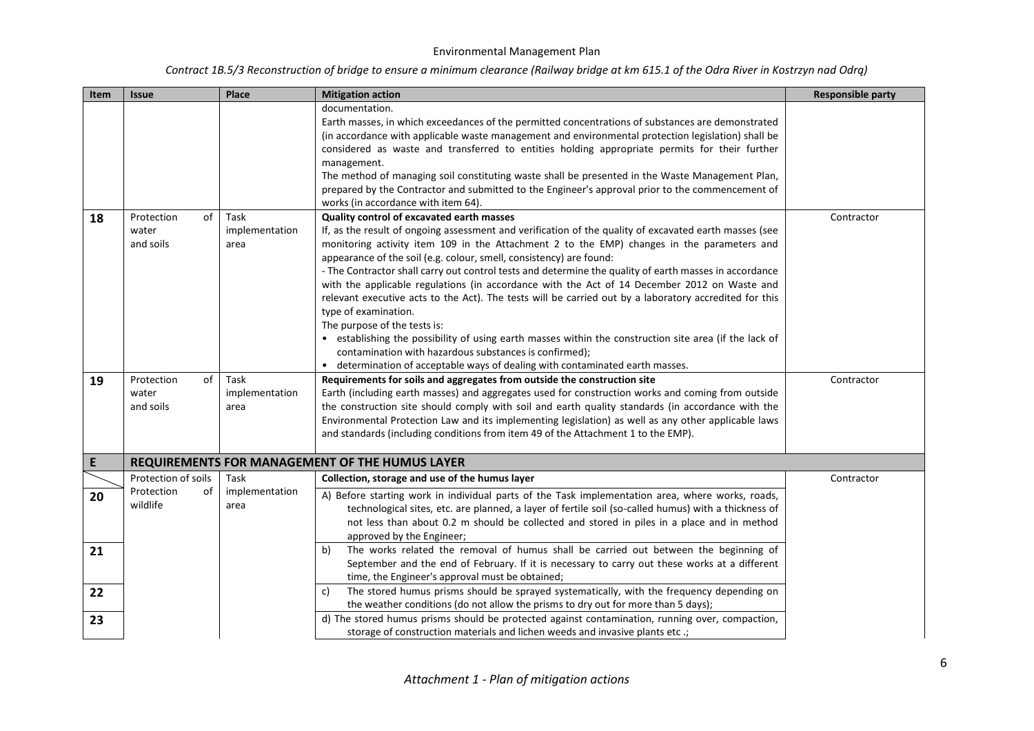| Item | Issue | Place | Mitigation action | Responsible party |
|---|---|---|---|---|
| | | | documentation.<br>Earth masses, in which exceedances of the permitted concentrations of substances are demonstrated (in accordance with applicable waste management and environmental protection legislation) shall be considered as waste and transferred to entities holding appropriate permits for their further management.<br>The method of managing soil constituting waste shall be presented in the Waste Management Plan, prepared by the Contractor and submitted to the Engineer's approval prior to the commencement of works (in accordance with item 64). | |
| **18** | Protection of water and soils | Task implementation area | **Quality control of excavated earth masses**<br>If, as the result of ongoing assessment and verification of the quality of excavated earth masses (see monitoring activity item 109 in the Attachment 2 to the EMP) changes in the parameters and appearance of the soil (e.g. colour, smell, consistency) are found:<br>- The Contractor shall carry out control tests and determine the quality of earth masses in accordance with the applicable regulations (in accordance with the Act of 14 December 2012 on Waste and relevant executive acts to the Act). The tests will be carried out by a laboratory accredited for this type of examination.<br>The purpose of the tests is:<br>• establishing the possibility of using earth masses within the construction site area (if the lack of contamination with hazardous substances is confirmed);<br>• determination of acceptable ways of dealing with contaminated earth masses. | Contractor |
| **19** | Protection of water and soils | Task implementation area | **Requirements for soils and aggregates from outside the construction site**<br>Earth (including earth masses) and aggregates used for construction works and coming from outside the construction site should comply with soil and earth quality standards (in accordance with the Environmental Protection Law and its implementing legislation) as well as any other applicable laws and standards (including conditions from item 49 of the Attachment 1 to the EMP). | Contractor |
| **E** | **REQUIREMENTS FOR MANAGEMENT OF THE HUMUS LAYER** | | | |
| | Protection of soils<br>Protection of wildlife | Task implementation area | **Collection, storage and use of the humus layer** | Contractor |
| **20** | | | A) Before starting work in individual parts of the Task implementation area, where works, roads, technological sites, etc. are planned, a layer of fertile soil (so-called humus) with a thickness of not less than about 0.2 m should be collected and stored in piles in a place and in method approved by the Engineer; | |
| **21** | | | b) The works related the removal of humus shall be carried out between the beginning of September and the end of February. If it is necessary to carry out these works at a different time, the Engineer's approval must be obtained; | |
| **22** | | | c) The stored humus prisms should be sprayed systematically, with the frequency depending on the weather conditions (do not allow the prisms to dry out for more than 5 days); | |
| **23** | | | d) The stored humus prisms should be protected against contamination, running over, compaction, storage of construction materials and lichen weeds and invasive plants etc .; | |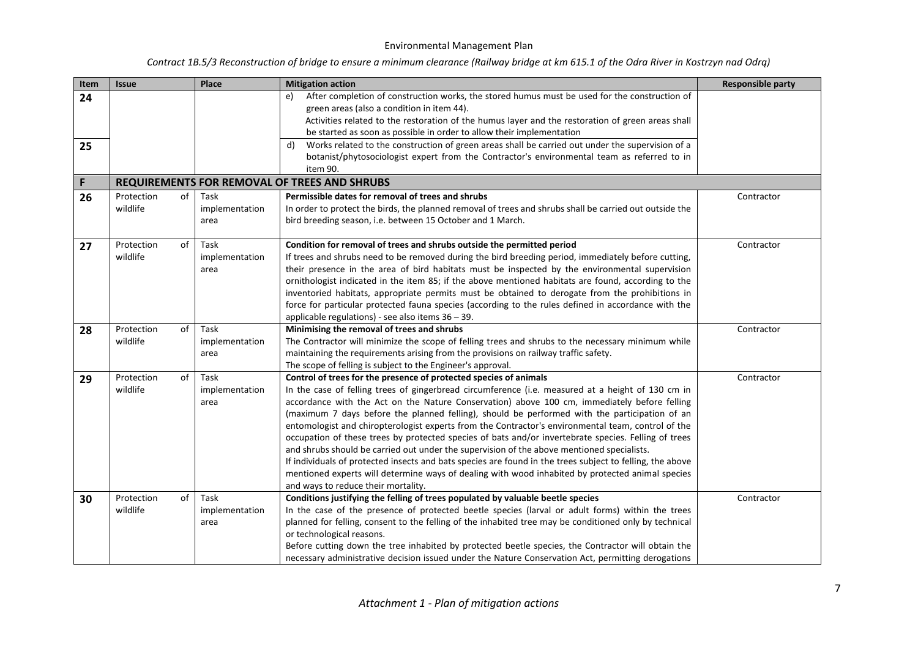| Item | Issue | Place | Mitigation action | Responsible party |
|---|---|---|---|---|
| 24 | | | e) After completion of construction works, the stored humus must be used for the construction of green areas (also a condition in item 44).<br>Activities related to the restoration of the humus layer and the restoration of green areas shall be started as soon as possible in order to allow their implementation | |
| 25 | | | d) Works related to the construction of green areas shall be carried out under the supervision of a botanist/phytosociologist expert from the Contractor's environmental team as referred to in item 90. | |
| **F** | **REQUIREMENTS FOR REMOVAL OF TREES AND SHRUBS** | | | |
| 26 | Protection of wildlife | Task implementation area | **Permissible dates for removal of trees and shrubs**<br>In order to protect the birds, the planned removal of trees and shrubs shall be carried out outside the bird breeding season, i.e. between 15 October and 1 March. | Contractor |
| 27 | Protection of wildlife | Task implementation area | **Condition for removal of trees and shrubs outside the permitted period**<br>If trees and shrubs need to be removed during the bird breeding period, immediately before cutting, their presence in the area of bird habitats must be inspected by the environmental supervision ornithologist indicated in the item 85; if the above mentioned habitats are found, according to the inventoried habitats, appropriate permits must be obtained to derogate from the prohibitions in force for particular protected fauna species (according to the rules defined in accordance with the applicable regulations) - see also items 36 – 39. | Contractor |
| 28 | Protection of wildlife | Task implementation area | **Minimising the removal of trees and shrubs**<br>The Contractor will minimize the scope of felling trees and shrubs to the necessary minimum while maintaining the requirements arising from the provisions on railway traffic safety.<br>The scope of felling is subject to the Engineer's approval. | Contractor |
| 29 | Protection of wildlife | Task implementation area | **Control of trees for the presence of protected species of animals**<br>In the case of felling trees of gingerbread circumference (i.e. measured at a height of 130 cm in accordance with the Act on the Nature Conservation) above 100 cm, immediately before felling (maximum 7 days before the planned felling), should be performed with the participation of an entomologist and chiropterologist experts from the Contractor's environmental team, control of the occupation of these trees by protected species of bats and/or invertebrate species. Felling of trees and shrubs should be carried out under the supervision of the above mentioned specialists.<br>If individuals of protected insects and bats species are found in the trees subject to felling, the above mentioned experts will determine ways of dealing with wood inhabited by protected animal species and ways to reduce their mortality. | Contractor |
| 30 | Protection of wildlife | Task implementation area | **Conditions justifying the felling of trees populated by valuable beetle species**<br>In the case of the presence of protected beetle species (larval or adult forms) within the trees planned for felling, consent to the felling of the inhabited tree may be conditioned only by technical or technological reasons.<br>Before cutting down the tree inhabited by protected beetle species, the Contractor will obtain the necessary administrative decision issued under the Nature Conservation Act, permitting derogations | Contractor |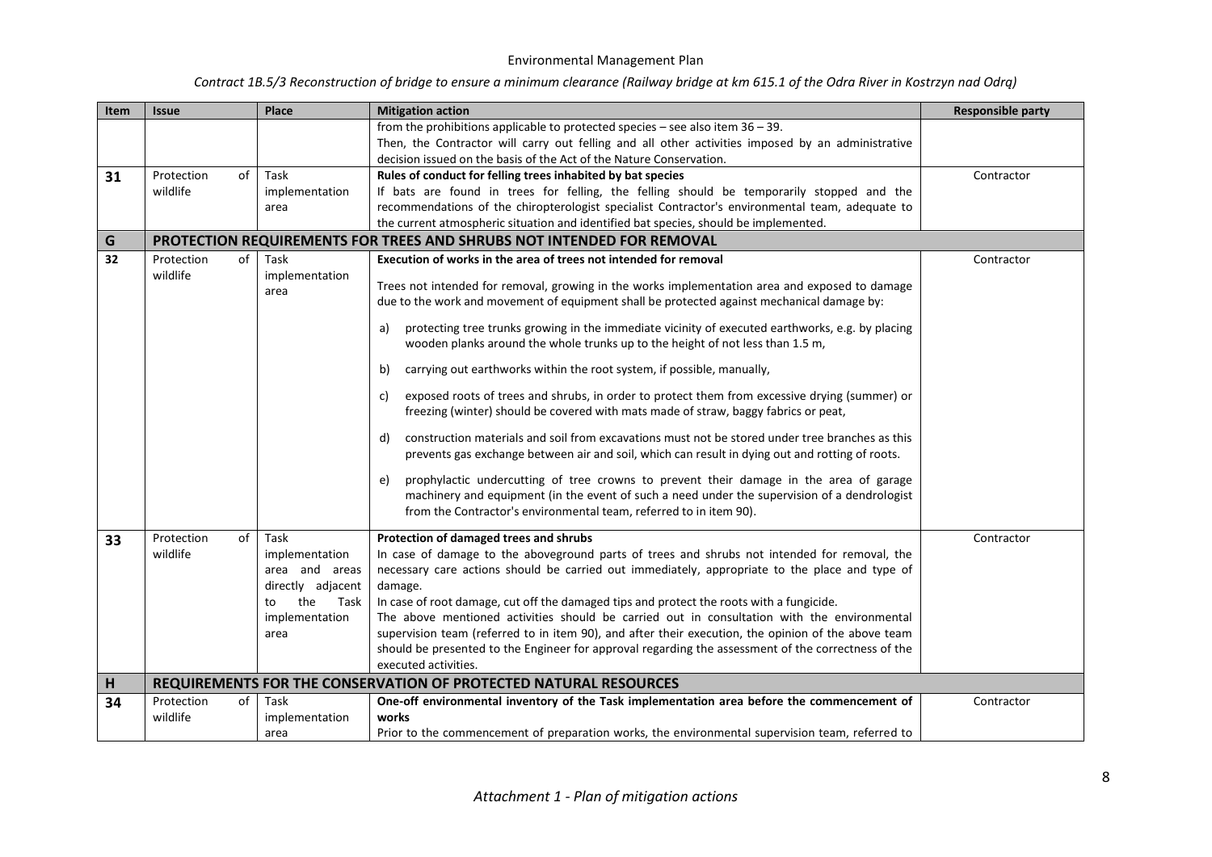| Item | Issue | Place | Mitigation action | Responsible party |
|---|---|---|---|---|
| | | | from the prohibitions applicable to protected species – see also item 36 – 39. Then, the Contractor will carry out felling and all other activities imposed by an administrative decision issued on the basis of the Act of the Nature Conservation. | |
| **31** | Protection of wildlife | Task implementation area | **Rules of conduct for felling trees inhabited by bat species** If bats are found in trees for felling, the felling should be temporarily stopped and the recommendations of the chiropterologist specialist Contractor's environmental team, adequate to the current atmospheric situation and identified bat species, should be implemented. | Contractor |
| **G** | **PROTECTION REQUIREMENTS FOR TREES AND SHRUBS NOT INTENDED FOR REMOVAL** | | | |
| **32** | Protection of wildlife | Task implementation area | **Execution of works in the area of trees not intended for removal** Trees not intended for removal, growing in the works implementation area and exposed to damage due to the work and movement of equipment shall be protected against mechanical damage by: a) protecting tree trunks growing in the immediate vicinity of executed earthworks, e.g. by placing wooden planks around the whole trunks up to the height of not less than 1.5 m, b) carrying out earthworks within the root system, if possible, manually, c) exposed roots of trees and shrubs, in order to protect them from excessive drying (summer) or freezing (winter) should be covered with mats made of straw, baggy fabrics or peat, d) construction materials and soil from excavations must not be stored under tree branches as this prevents gas exchange between air and soil, which can result in dying out and rotting of roots. e) prophylactic undercutting of tree crowns to prevent their damage in the area of garage machinery and equipment (in the event of such a need under the supervision of a dendrologist from the Contractor's environmental team, referred to in item 90). | Contractor |
| **33** | Protection of wildlife | Task implementation area and areas directly adjacent to the Task implementation area | **Protection of damaged trees and shrubs** In case of damage to the aboveground parts of trees and shrubs not intended for removal, the necessary care actions should be carried out immediately, appropriate to the place and type of damage. In case of root damage, cut off the damaged tips and protect the roots with a fungicide. The above mentioned activities should be carried out in consultation with the environmental supervision team (referred to in item 90), and after their execution, the opinion of the above team should be presented to the Engineer for approval regarding the assessment of the correctness of the executed activities. | Contractor |
| **H** | **REQUIREMENTS FOR THE CONSERVATION OF PROTECTED NATURAL RESOURCES** | | | |
| **34** | Protection of wildlife | Task implementation area | **One-off environmental inventory of the Task implementation area before the commencement of works** Prior to the commencement of preparation works, the environmental supervision team, referred to | Contractor |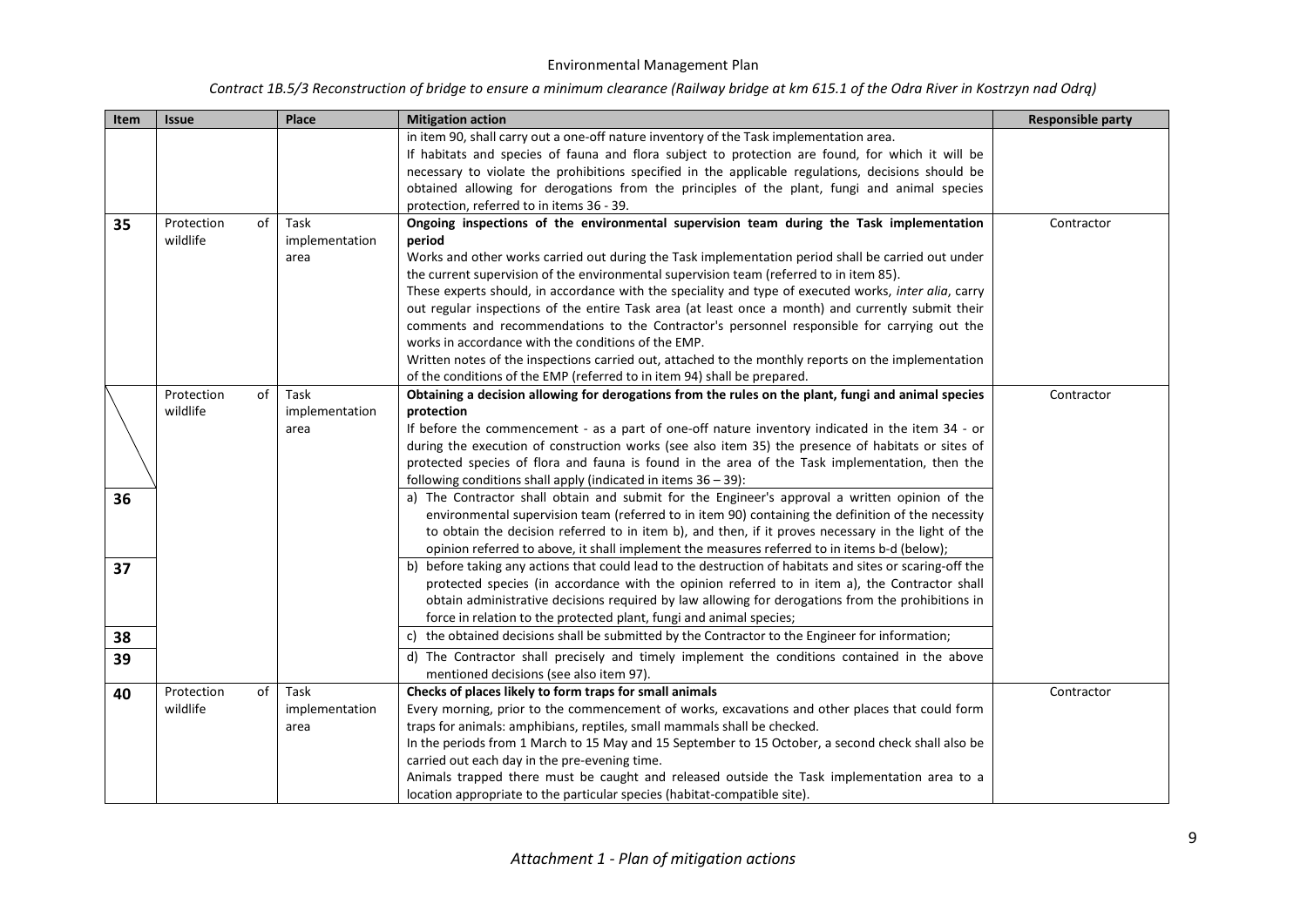| Item | Issue | Place | Mitigation action | Responsible party |
|---|---|---|---|---|
| | | | in item 90, shall carry out a one-off nature inventory of the Task implementation area.<br>If habitats and species of fauna and flora subject to protection are found, for which it will be necessary to violate the prohibitions specified in the applicable regulations, decisions should be obtained allowing for derogations from the principles of the plant, fungi and animal species protection, referred to in items 36 - 39. | |
| **35** | Protection of wildlife | Task implementation area | **Ongoing inspections of the environmental supervision team during the Task implementation period**<br>Works and other works carried out during the Task implementation period shall be carried out under the current supervision of the environmental supervision team (referred to in item 85).<br>These experts should, in accordance with the speciality and type of executed works, *inter alia*, carry out regular inspections of the entire Task area (at least once a month) and currently submit their comments and recommendations to the Contractor's personnel responsible for carrying out the works in accordance with the conditions of the EMP.<br>Written notes of the inspections carried out, attached to the monthly reports on the implementation of the conditions of the EMP (referred to in item 94) shall be prepared. | Contractor |
| | Protection of wildlife | Task implementation area | **Obtaining a decision allowing for derogations from the rules on the plant, fungi and animal species protection**<br>If before the commencement - as a part of one-off nature inventory indicated in the item 34 - or during the execution of construction works (see also item 35) the presence of habitats or sites of protected species of flora and fauna is found in the area of the Task implementation, then the following conditions shall apply (indicated in items 36 – 39): | Contractor |
| **36** | | | a) The Contractor shall obtain and submit for the Engineer's approval a written opinion of the environmental supervision team (referred to in item 90) containing the definition of the necessity to obtain the decision referred to in item b), and then, if it proves necessary in the light of the opinion referred to above, it shall implement the measures referred to in items b-d (below); | |
| **37** | | | b) before taking any actions that could lead to the destruction of habitats and sites or scaring-off the protected species (in accordance with the opinion referred to in item a), the Contractor shall obtain administrative decisions required by law allowing for derogations from the prohibitions in force in relation to the protected plant, fungi and animal species; | |
| **38** | | | c) the obtained decisions shall be submitted by the Contractor to the Engineer for information; | |
| **39** | | | d) The Contractor shall precisely and timely implement the conditions contained in the above mentioned decisions (see also item 97). | |
| **40** | Protection of wildlife | Task implementation area | **Checks of places likely to form traps for small animals**<br>Every morning, prior to the commencement of works, excavations and other places that could form traps for animals: amphibians, reptiles, small mammals shall be checked.<br>In the periods from 1 March to 15 May and 15 September to 15 October, a second check shall also be carried out each day in the pre-evening time.<br>Animals trapped there must be caught and released outside the Task implementation area to a location appropriate to the particular species (habitat-compatible site). | Contractor |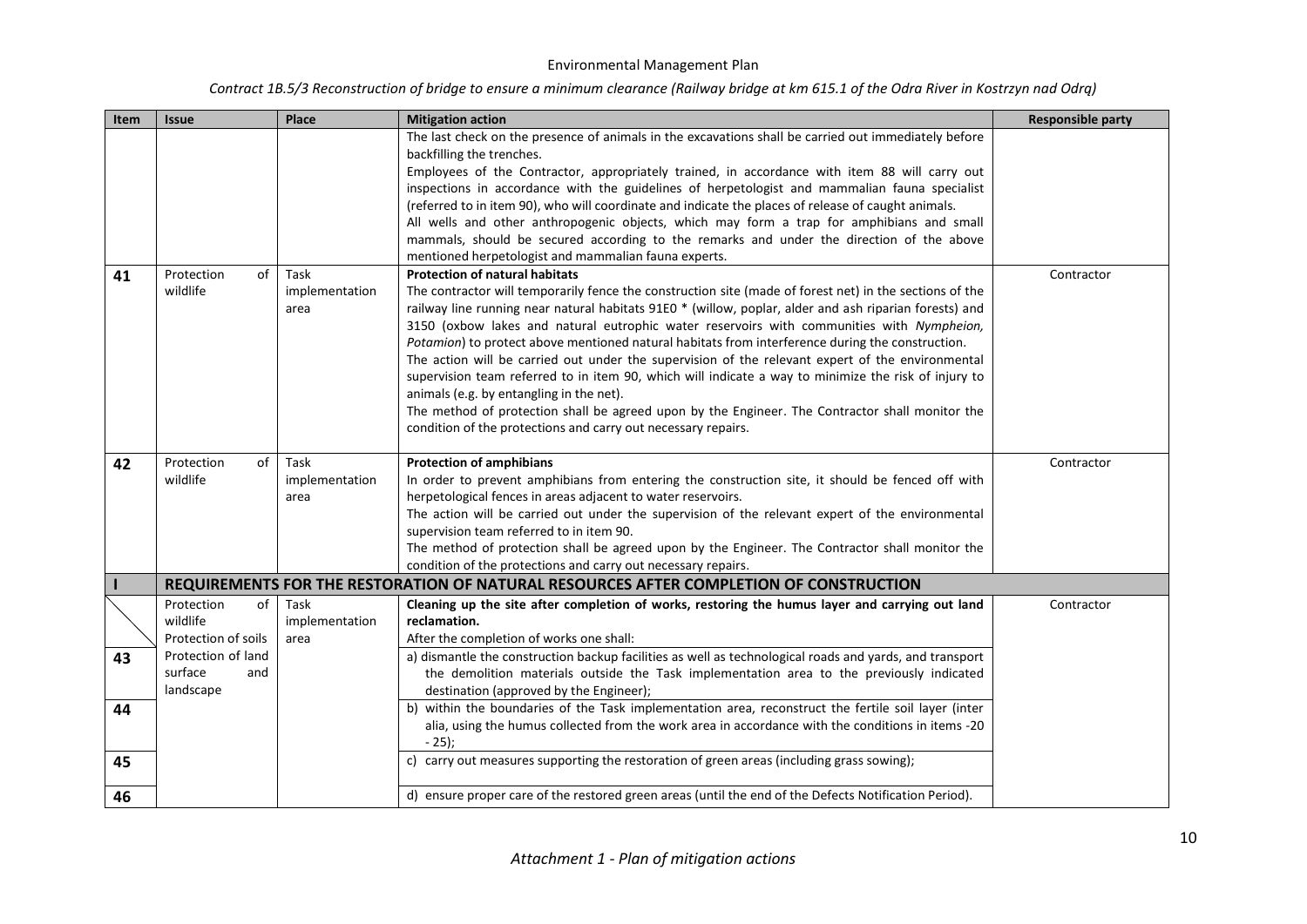| Item | Issue | Place | Mitigation action | Responsible party |
|---|---|---|---|---|
| | | | The last check on the presence of animals in the excavations shall be carried out immediately before backfilling the trenches.<br>Employees of the Contractor, appropriately trained, in accordance with item 88 will carry out inspections in accordance with the guidelines of herpetologist and mammalian fauna specialist (referred to in item 90), who will coordinate and indicate the places of release of caught animals.<br>All wells and other anthropogenic objects, which may form a trap for amphibians and small mammals, should be secured according to the remarks and under the direction of the above mentioned herpetologist and mammalian fauna experts. | |
| **41** | Protection of wildlife | Task implementation area | **Protection of natural habitats**<br>The contractor will temporarily fence the construction site (made of forest net) in the sections of the railway line running near natural habitats 91E0 * (willow, poplar, alder and ash riparian forests) and 3150 (oxbow lakes and natural eutrophic water reservoirs with communities with *Nympheion, Potamion*) to protect above mentioned natural habitats from interference during the construction.<br>The action will be carried out under the supervision of the relevant expert of the environmental supervision team referred to in item 90, which will indicate a way to minimize the risk of injury to animals (e.g. by entangling in the net).<br>The method of protection shall be agreed upon by the Engineer. The Contractor shall monitor the condition of the protections and carry out necessary repairs. | Contractor |
| **42** | Protection of wildlife | Task implementation area | **Protection of amphibians**<br>In order to prevent amphibians from entering the construction site, it should be fenced off with herpetological fences in areas adjacent to water reservoirs.<br>The action will be carried out under the supervision of the relevant expert of the environmental supervision team referred to in item 90.<br>The method of protection shall be agreed upon by the Engineer. The Contractor shall monitor the condition of the protections and carry out necessary repairs. | |
| **I** | **REQUIREMENTS FOR THE RESTORATION OF NATURAL RESOURCES AFTER COMPLETION OF CONSTRUCTION** | | | |
| | Protection of wildlife<br>Protection of soils<br>Protection of land surface and landscape | Task implementation area | **Cleaning up the site after completion of works, restoring the humus layer and carrying out land reclamation.**<br>After the completion of works one shall: | Contractor |
| **43** | | | a) dismantle the construction backup facilities as well as technological roads and yards, and transport the demolition materials outside the Task implementation area to the previously indicated destination (approved by the Engineer); | |
| **44** | | | b) within the boundaries of the Task implementation area, reconstruct the fertile soil layer (inter alia, using the humus collected from the work area in accordance with the conditions in items -20 - 25); | |
| **45** | | | c) carry out measures supporting the restoration of green areas (including grass sowing); | |
| **46** | | | d) ensure proper care of the restored green areas (until the end of the Defects Notification Period). | |

*Attachment 1 - Plan of mitigation actions*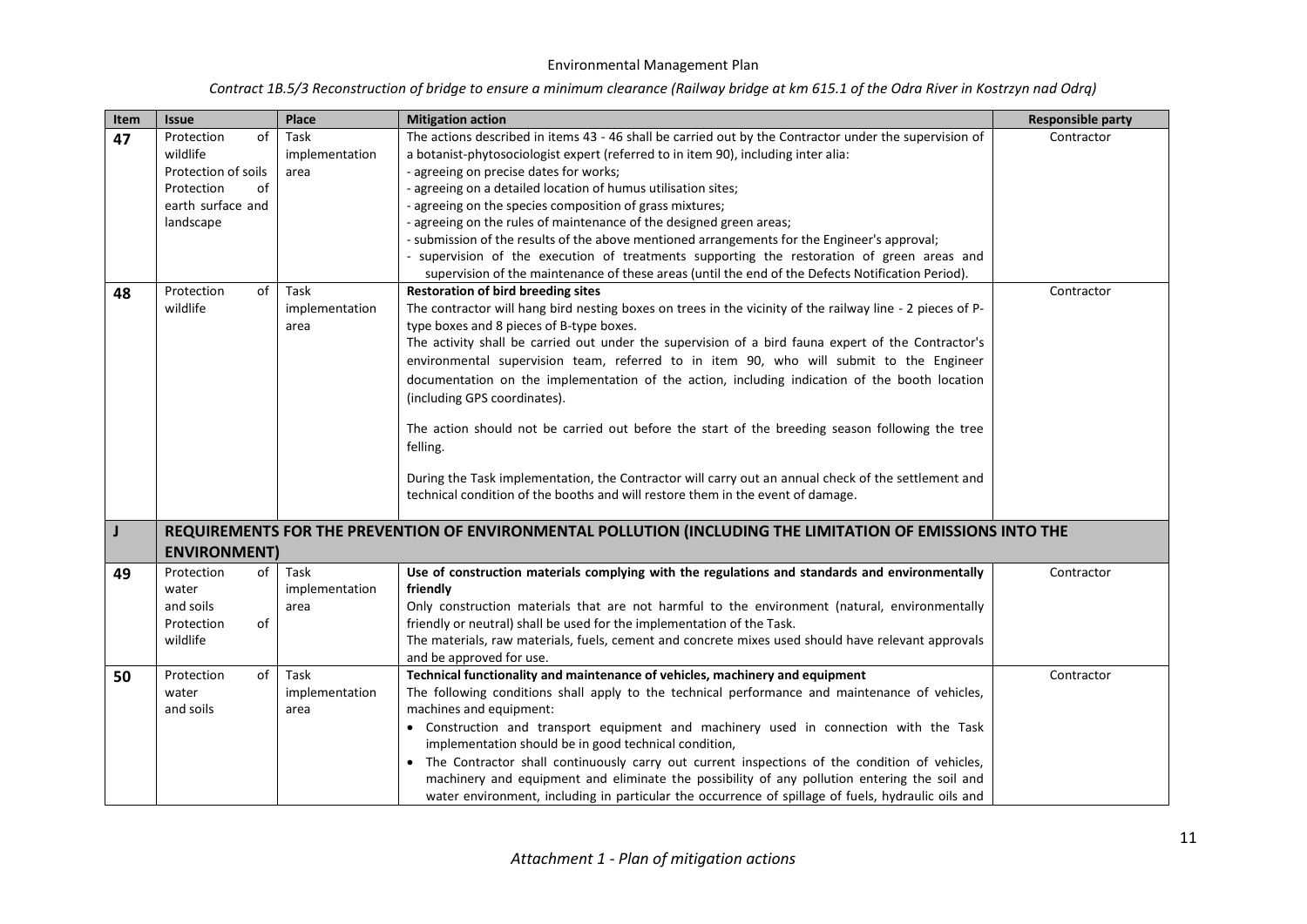| Item | Issue | Place | Mitigation action | Responsible party |
|---|---|---|---|---|
| **47** | Protection of wildlife<br>Protection of soils<br>Protection of earth surface and landscape | Task implementation area | The actions described in items 43 - 46 shall be carried out by the Contractor under the supervision of a botanist-phytosociologist expert (referred to in item 90), including inter alia:<br>- agreeing on precise dates for works;<br>- agreeing on a detailed location of humus utilisation sites;<br>- agreeing on the species composition of grass mixtures;<br>- agreeing on the rules of maintenance of the designed green areas;<br>- submission of the results of the above mentioned arrangements for the Engineer's approval;<br>- supervision of the execution of treatments supporting the restoration of green areas and supervision of the maintenance of these areas (until the end of the Defects Notification Period). | Contractor |
| **48** | Protection of wildlife | Task implementation area | **Restoration of bird breeding sites**<br>The contractor will hang bird nesting boxes on trees in the vicinity of the railway line - 2 pieces of P-type boxes and 8 pieces of B-type boxes.<br>The activity shall be carried out under the supervision of a bird fauna expert of the Contractor's environmental supervision team, referred to in item 90, who will submit to the Engineer documentation on the implementation of the action, including indication of the booth location (including GPS coordinates).<br><br>The action should not be carried out before the start of the breeding season following the tree felling.<br><br>During the Task implementation, the Contractor will carry out an annual check of the settlement and technical condition of the booths and will restore them in the event of damage. | Contractor |
| **J** | **REQUIREMENTS FOR THE PREVENTION OF ENVIRONMENTAL POLLUTION (INCLUDING THE LIMITATION OF EMISSIONS INTO THE ENVIRONMENT)** | | | |
| **49** | Protection of water and soils<br>Protection of wildlife | Task implementation area | **Use of construction materials complying with the regulations and standards and environmentally friendly**<br>Only construction materials that are not harmful to the environment (natural, environmentally friendly or neutral) shall be used for the implementation of the Task.<br>The materials, raw materials, fuels, cement and concrete mixes used should have relevant approvals and be approved for use. | Contractor |
| **50** | Protection of water and soils | Task implementation area | **Technical functionality and maintenance of vehicles, machinery and equipment**<br>The following conditions shall apply to the technical performance and maintenance of vehicles, machines and equipment:<br>• Construction and transport equipment and machinery used in connection with the Task implementation should be in good technical condition,<br>• The Contractor shall continuously carry out current inspections of the condition of vehicles, machinery and equipment and eliminate the possibility of any pollution entering the soil and water environment, including in particular the occurrence of spillage of fuels, hydraulic oils and | Contractor |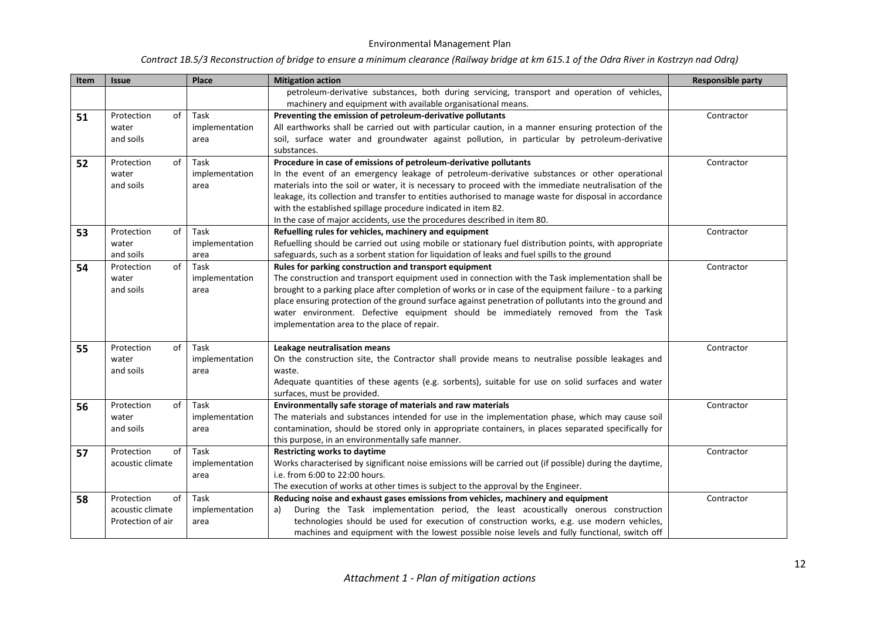| Item | Issue | Place | Mitigation action | Responsible party |
|---|---|---|---|---|
| | | | petroleum-derivative substances, both during servicing, transport and operation of vehicles, machinery and equipment with available organisational means. | |
| 51 | Protection of water and soils | Task implementation area | **Preventing the emission of petroleum-derivative pollutants**<br>All earthworks shall be carried out with particular caution, in a manner ensuring protection of the soil, surface water and groundwater against pollution, in particular by petroleum-derivative substances. | Contractor |
| 52 | Protection of water and soils | Task implementation area | **Procedure in case of emissions of petroleum-derivative pollutants**<br>In the event of an emergency leakage of petroleum-derivative substances or other operational materials into the soil or water, it is necessary to proceed with the immediate neutralisation of the leakage, its collection and transfer to entities authorised to manage waste for disposal in accordance with the established spillage procedure indicated in item 82.<br>In the case of major accidents, use the procedures described in item 80. | Contractor |
| 53 | Protection of water and soils | Task implementation area | **Refuelling rules for vehicles, machinery and equipment**<br>Refuelling should be carried out using mobile or stationary fuel distribution points, with appropriate safeguards, such as a sorbent station for liquidation of leaks and fuel spills to the ground | Contractor |
| 54 | Protection of water and soils | Task implementation area | **Rules for parking construction and transport equipment**<br>The construction and transport equipment used in connection with the Task implementation shall be brought to a parking place after completion of works or in case of the equipment failure - to a parking place ensuring protection of the ground surface against penetration of pollutants into the ground and water environment. Defective equipment should be immediately removed from the Task implementation area to the place of repair. | Contractor |
| 55 | Protection of water and soils | Task implementation area | **Leakage neutralisation means**<br>On the construction site, the Contractor shall provide means to neutralise possible leakages and waste.<br>Adequate quantities of these agents (e.g. sorbents), suitable for use on solid surfaces and water surfaces, must be provided. | Contractor |
| 56 | Protection of water and soils | Task implementation area | **Environmentally safe storage of materials and raw materials**<br>The materials and substances intended for use in the implementation phase, which may cause soil contamination, should be stored only in appropriate containers, in places separated specifically for this purpose, in an environmentally safe manner. | Contractor |
| 57 | Protection of acoustic climate | Task implementation area | **Restricting works to daytime**<br>Works characterised by significant noise emissions will be carried out (if possible) during the daytime, i.e. from 6:00 to 22:00 hours.<br>The execution of works at other times is subject to the approval by the Engineer. | Contractor |
| 58 | Protection of acoustic climate<br>Protection of air | Task implementation area | **Reducing noise and exhaust gases emissions from vehicles, machinery and equipment**<br>a) During the Task implementation period, the least acoustically onerous construction technologies should be used for execution of construction works, e.g. use modern vehicles, machines and equipment with the lowest possible noise levels and fully functional, switch off | Contractor |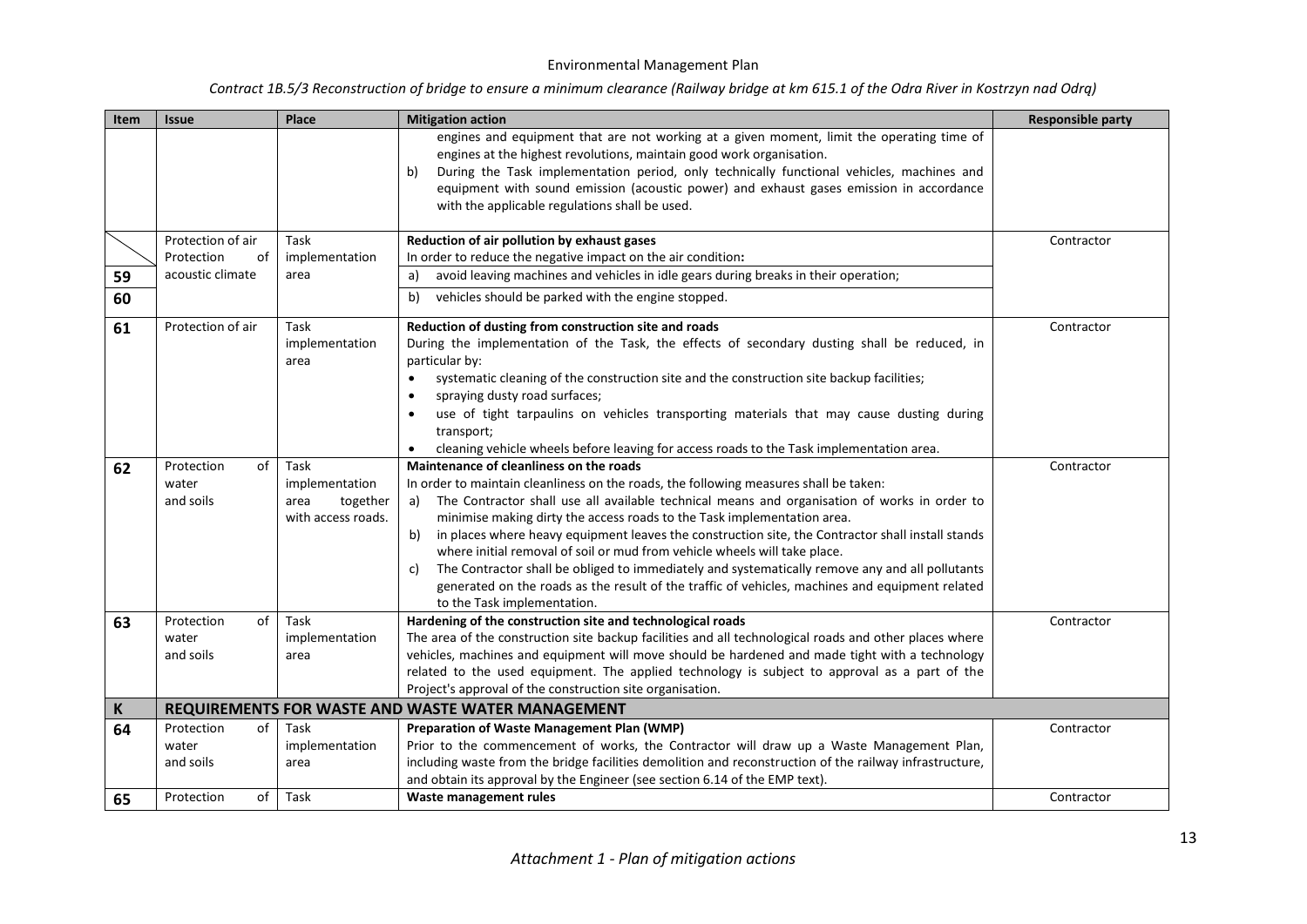| Item | Issue | Place | Mitigation action | Responsible party |
|---|---|---|---|---|
| | | | engines and equipment that are not working at a given moment, limit the operating time of engines at the highest revolutions, maintain good work organisation.<br>b) During the Task implementation period, only technically functional vehicles, machines and equipment with sound emission (acoustic power) and exhaust gases emission in accordance with the applicable regulations shall be used. | |
| | Protection of air Protection of acoustic climate | Task implementation area | **Reduction of air pollution by exhaust gases**<br>In order to reduce the negative impact on the air condition**:** | Contractor |
| 59 | | | a) avoid leaving machines and vehicles in idle gears during breaks in their operation; | |
| 60 | | | b) vehicles should be parked with the engine stopped. | |
| 61 | Protection of air | Task implementation area | **Reduction of dusting from construction site and roads**<br>During the implementation of the Task, the effects of secondary dusting shall be reduced, in particular by:<br>• systematic cleaning of the construction site and the construction site backup facilities;<br>• spraying dusty road surfaces;<br>• use of tight tarpaulins on vehicles transporting materials that may cause dusting during transport;<br>• cleaning vehicle wheels before leaving for access roads to the Task implementation area. | Contractor |
| 62 | Protection of water and soils | Task implementation area together with access roads. | **Maintenance of cleanliness on the roads**<br>In order to maintain cleanliness on the roads, the following measures shall be taken:<br>a) The Contractor shall use all available technical means and organisation of works in order to minimise making dirty the access roads to the Task implementation area.<br>b) in places where heavy equipment leaves the construction site, the Contractor shall install stands where initial removal of soil or mud from vehicle wheels will take place.<br>c) The Contractor shall be obliged to immediately and systematically remove any and all pollutants generated on the roads as the result of the traffic of vehicles, machines and equipment related to the Task implementation. | Contractor |
| 63 | Protection of water and soils | Task implementation area | **Hardening of the construction site and technological roads**<br>The area of the construction site backup facilities and all technological roads and other places where vehicles, machines and equipment will move should be hardened and made tight with a technology related to the used equipment. The applied technology is subject to approval as a part of the Project's approval of the construction site organisation. | Contractor |
| **K** | **REQUIREMENTS FOR WASTE AND WASTE WATER MANAGEMENT** | | | |
| 64 | Protection of water and soils | Task implementation area | **Preparation of Waste Management Plan (WMP)**<br>Prior to the commencement of works, the Contractor will draw up a Waste Management Plan, including waste from the bridge facilities demolition and reconstruction of the railway infrastructure, and obtain its approval by the Engineer (see section 6.14 of the EMP text). | Contractor |
| 65 | Protection of | Task | **Waste management rules** | Contractor |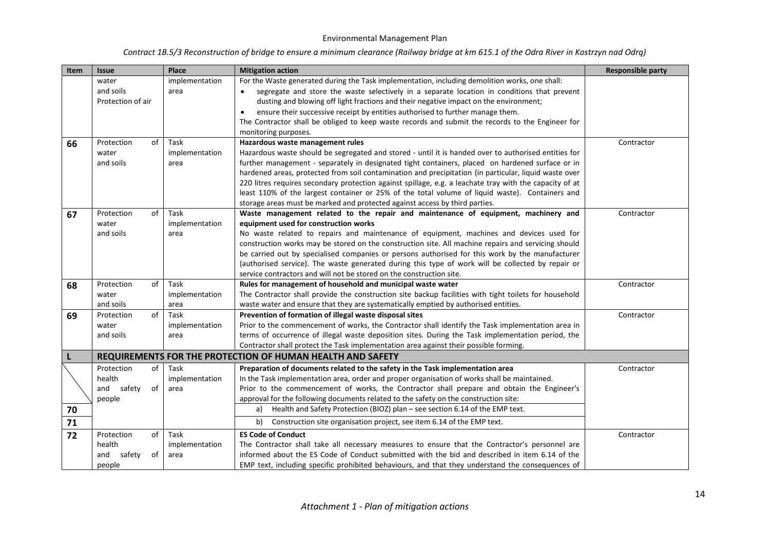| Item | Issue | Place | Mitigation action | Responsible party |
|---|---|---|---|---|
| | water and soils Protection of air | implementation area | For the Waste generated during the Task implementation, including demolition works, one shall: <br>• segregate and store the waste selectively in a separate location in conditions that prevent dusting and blowing off light fractions and their negative impact on the environment; <br>• ensure their successive receipt by entities authorised to further manage them. <br>The Contractor shall be obliged to keep waste records and submit the records to the Engineer for monitoring purposes. | |
| 66 | Protection of water and soils | Task implementation area | **Hazardous waste management rules** <br>Hazardous waste should be segregated and stored - until it is handed over to authorised entities for further management - separately in designated tight containers, placed on hardened surface or in hardened areas, protected from soil contamination and precipitation (in particular, liquid waste over 220 litres requires secondary protection against spillage, e.g. a leachate tray with the capacity of at least 110% of the largest container or 25% of the total volume of liquid waste). Containers and storage areas must be marked and protected against access by third parties. | Contractor |
| 67 | Protection of water and soils | Task implementation area | **Waste management related to the repair and maintenance of equipment, machinery and equipment used for construction works** <br>No waste related to repairs and maintenance of equipment, machines and devices used for construction works may be stored on the construction site. All machine repairs and servicing should be carried out by specialised companies or persons authorised for this work by the manufacturer (authorised service). The waste generated during this type of work will be collected by repair or service contractors and will not be stored on the construction site. | Contractor |
| 68 | Protection of water and soils | Task implementation area | **Rules for management of household and municipal waste water** <br>The Contractor shall provide the construction site backup facilities with tight toilets for household waste water and ensure that they are systematically emptied by authorised entities. | Contractor |
| 69 | Protection of water and soils | Task implementation area | **Prevention of formation of illegal waste disposal sites** <br>Prior to the commencement of works, the Contractor shall identify the Task implementation area in terms of occurrence of illegal waste deposition sites. During the Task implementation period, the Contractor shall protect the Task implementation area against their possible forming. | Contractor |
| **L** | **REQUIREMENTS FOR THE PROTECTION OF HUMAN HEALTH AND SAFETY** | | | |
| | Protection of health and safety of people | Task implementation area | **Preparation of documents related to the safety in the Task implementation area** <br>In the Task implementation area, order and proper organisation of works shall be maintained. <br>Prior to the commencement of works, the Contractor shall prepare and obtain the Engineer's approval for the following documents related to the safety on the construction site: | Contractor |
| 70 | | | a) Health and Safety Protection (BIOZ) plan – see section 6.14 of the EMP text. | |
| 71 | | | b) Construction site organisation project, see item 6.14 of the EMP text. | |
| 72 | Protection of health and safety of people | Task implementation area | **ES Code of Conduct** <br>The Contractor shall take all necessary measures to ensure that the Contractor's personnel are informed about the ES Code of Conduct submitted with the bid and described in item 6.14 of the EMP text, including specific prohibited behaviours, and that they understand the consequences of | Contractor |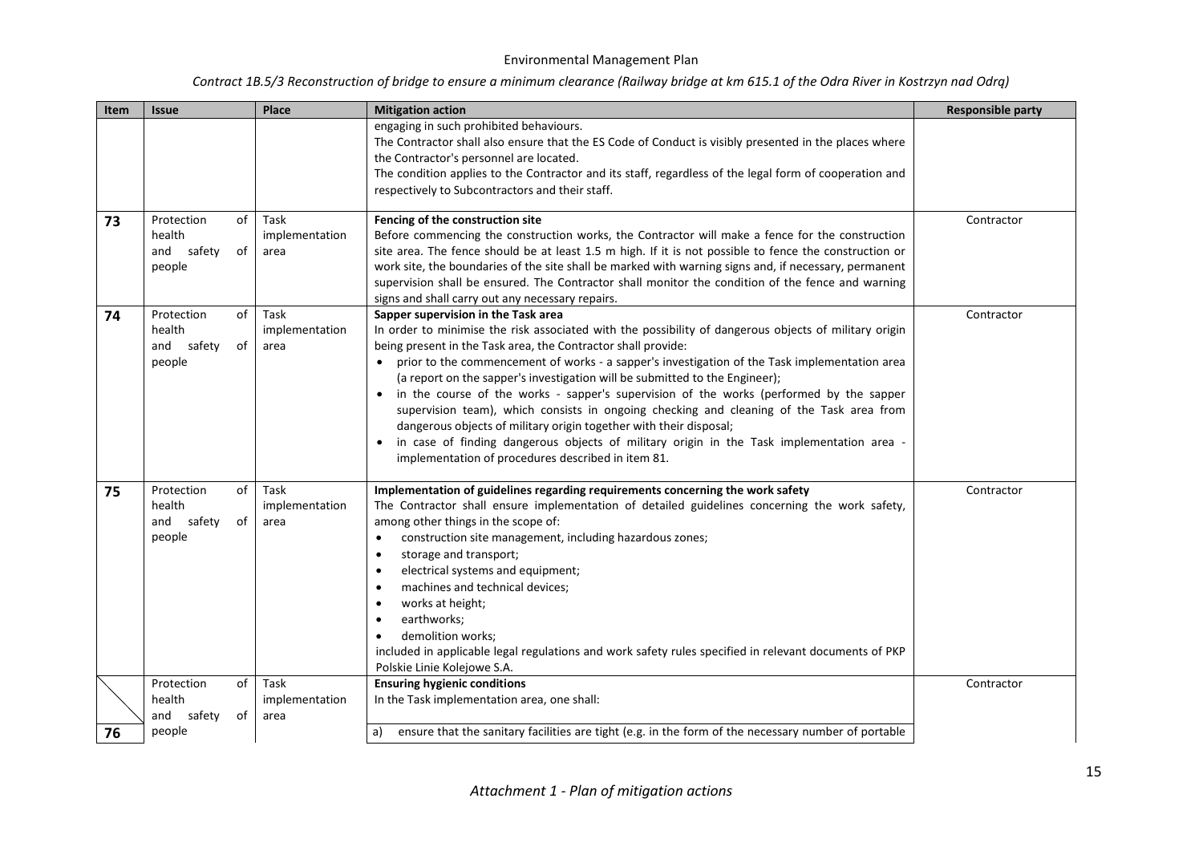| Item | Issue | Place | Mitigation action | Responsible party |
|---|---|---|---|---|
| | | | engaging in such prohibited behaviours.<br>The Contractor shall also ensure that the ES Code of Conduct is visibly presented in the places where the Contractor's personnel are located.<br>The condition applies to the Contractor and its staff, regardless of the legal form of cooperation and respectively to Subcontractors and their staff. | |
| 73 | Protection of health and safety of people | Task implementation area | **Fencing of the construction site**<br>Before commencing the construction works, the Contractor will make a fence for the construction site area. The fence should be at least 1.5 m high. If it is not possible to fence the construction or work site, the boundaries of the site shall be marked with warning signs and, if necessary, permanent supervision shall be ensured. The Contractor shall monitor the condition of the fence and warning signs and shall carry out any necessary repairs. | Contractor |
| 74 | Protection of health and safety of people | Task implementation area | **Sapper supervision in the Task area**<br>In order to minimise the risk associated with the possibility of dangerous objects of military origin being present in the Task area, the Contractor shall provide:<br>• prior to the commencement of works - a sapper's investigation of the Task implementation area (a report on the sapper's investigation will be submitted to the Engineer);<br>• in the course of the works - sapper's supervision of the works (performed by the sapper supervision team), which consists in ongoing checking and cleaning of the Task area from dangerous objects of military origin together with their disposal;<br>• in case of finding dangerous objects of military origin in the Task implementation area - implementation of procedures described in item 81. | Contractor |
| 75 | Protection of health and safety of people | Task implementation area | **Implementation of guidelines regarding requirements concerning the work safety**<br>The Contractor shall ensure implementation of detailed guidelines concerning the work safety, among other things in the scope of:<br>• construction site management, including hazardous zones;<br>• storage and transport;<br>• electrical systems and equipment;<br>• machines and technical devices;<br>• works at height;<br>• earthworks;<br>• demolition works;<br>included in applicable legal regulations and work safety rules specified in relevant documents of PKP Polskie Linie Kolejowe S.A. | Contractor |
| 76 | Protection of health and safety of people | Task implementation area | **Ensuring hygienic conditions**<br>In the Task implementation area, one shall:<br>a) ensure that the sanitary facilities are tight (e.g. in the form of the necessary number of portable | Contractor |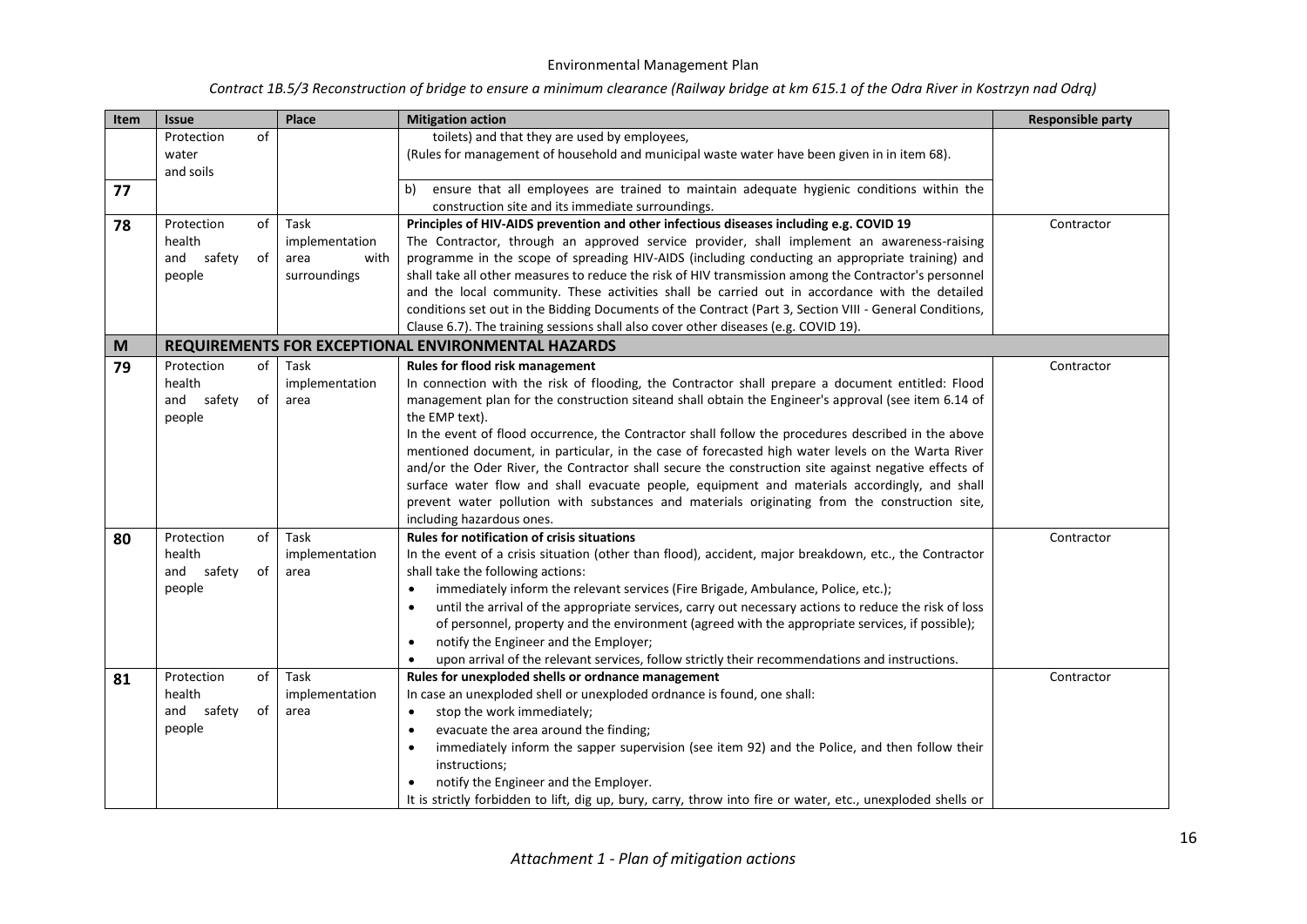| Item | Issue | Place | Mitigation action | Responsible party |
|---|---|---|---|---|
| | Protection of water and soils | | toilets) and that they are used by employees,<br>(Rules for management of household and municipal waste water have been given in in item 68). | |
| 77 | | | b) ensure that all employees are trained to maintain adequate hygienic conditions within the construction site and its immediate surroundings. | |
| 78 | Protection of health and safety of people | Task implementation area with surroundings | **Principles of HIV-AIDS prevention and other infectious diseases including e.g. COVID 19**<br>The Contractor, through an approved service provider, shall implement an awareness-raising programme in the scope of spreading HIV-AIDS (including conducting an appropriate training) and shall take all other measures to reduce the risk of HIV transmission among the Contractor's personnel and the local community. These activities shall be carried out in accordance with the detailed conditions set out in the Bidding Documents of the Contract (Part 3, Section VIII - General Conditions, Clause 6.7). The training sessions shall also cover other diseases (e.g. COVID 19). | Contractor |
| **M** | **REQUIREMENTS FOR EXCEPTIONAL ENVIRONMENTAL HAZARDS** | | | |
| 79 | Protection of health and safety of people | Task implementation area | **Rules for flood risk management**<br>In connection with the risk of flooding, the Contractor shall prepare a document entitled: Flood management plan for the construction siteand shall obtain the Engineer's approval (see item 6.14 of the EMP text).<br>In the event of flood occurrence, the Contractor shall follow the procedures described in the above mentioned document, in particular, in the case of forecasted high water levels on the Warta River and/or the Oder River, the Contractor shall secure the construction site against negative effects of surface water flow and shall evacuate people, equipment and materials accordingly, and shall prevent water pollution with substances and materials originating from the construction site, including hazardous ones. | Contractor |
| 80 | Protection of health and safety of people | Task implementation area | **Rules for notification of crisis situations**<br>In the event of a crisis situation (other than flood), accident, major breakdown, etc., the Contractor shall take the following actions:<br>• immediately inform the relevant services (Fire Brigade, Ambulance, Police, etc.);<br>• until the arrival of the appropriate services, carry out necessary actions to reduce the risk of loss of personnel, property and the environment (agreed with the appropriate services, if possible);<br>• notify the Engineer and the Employer;<br>• upon arrival of the relevant services, follow strictly their recommendations and instructions. | Contractor |
| 81 | Protection of health and safety of people | Task implementation area | **Rules for unexploded shells or ordnance management**<br>In case an unexploded shell or unexploded ordnance is found, one shall:<br>• stop the work immediately;<br>• evacuate the area around the finding;<br>• immediately inform the sapper supervision (see item 92) and the Police, and then follow their instructions;<br>• notify the Engineer and the Employer.<br>It is strictly forbidden to lift, dig up, bury, carry, throw into fire or water, etc., unexploded shells or | Contractor |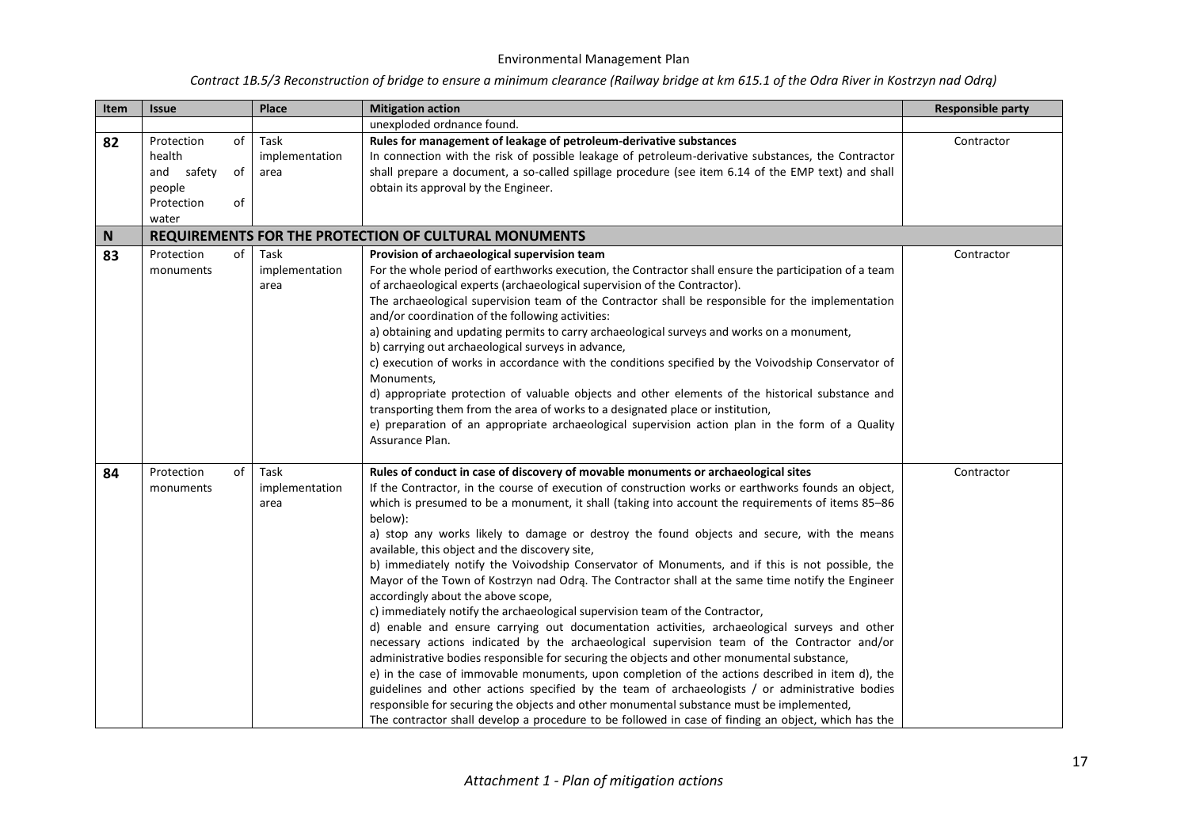| Item | Issue | Place | Mitigation action | Responsible party |
|---|---|---|---|---|
| | | | unexploded ordnance found. | |
| **82** | Protection of health and safety of people Protection of water | Task implementation area | **Rules for management of leakage of petroleum-derivative substances**<br>In connection with the risk of possible leakage of petroleum-derivative substances, the Contractor shall prepare a document, a so-called spillage procedure (see item 6.14 of the EMP text) and shall obtain its approval by the Engineer. | Contractor |
| **N** | **REQUIREMENTS FOR THE PROTECTION OF CULTURAL MONUMENTS** | | | |
| **83** | Protection of monuments | Task implementation area | **Provision of archaeological supervision team**<br>For the whole period of earthworks execution, the Contractor shall ensure the participation of a team of archaeological experts (archaeological supervision of the Contractor).<br>The archaeological supervision team of the Contractor shall be responsible for the implementation and/or coordination of the following activities:<br>a) obtaining and updating permits to carry archaeological surveys and works on a monument,<br>b) carrying out archaeological surveys in advance,<br>c) execution of works in accordance with the conditions specified by the Voivodship Conservator of Monuments,<br>d) appropriate protection of valuable objects and other elements of the historical substance and transporting them from the area of works to a designated place or institution,<br>e) preparation of an appropriate archaeological supervision action plan in the form of a Quality Assurance Plan. | Contractor |
| **84** | Protection of monuments | Task implementation area | **Rules of conduct in case of discovery of movable monuments or archaeological sites**<br>If the Contractor, in the course of execution of construction works or earthworks founds an object, which is presumed to be a monument, it shall (taking into account the requirements of items 85–86 below):<br>a) stop any works likely to damage or destroy the found objects and secure, with the means available, this object and the discovery site,<br>b) immediately notify the Voivodship Conservator of Monuments, and if this is not possible, the Mayor of the Town of Kostrzyn nad Odrą. The Contractor shall at the same time notify the Engineer accordingly about the above scope,<br>c) immediately notify the archaeological supervision team of the Contractor,<br>d) enable and ensure carrying out documentation activities, archaeological surveys and other necessary actions indicated by the archaeological supervision team of the Contractor and/or administrative bodies responsible for securing the objects and other monumental substance,<br>e) in the case of immovable monuments, upon completion of the actions described in item d), the guidelines and other actions specified by the team of archaeologists / or administrative bodies responsible for securing the objects and other monumental substance must be implemented,<br>The contractor shall develop a procedure to be followed in case of finding an object, which has the | Contractor |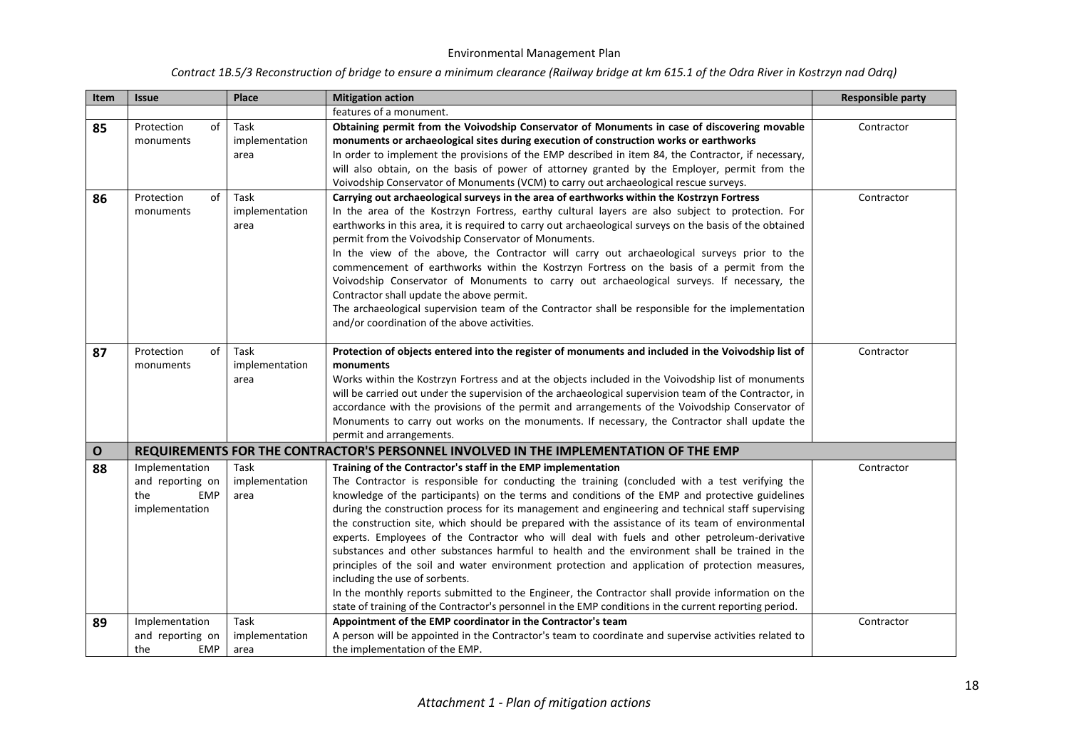| Item | Issue | Place | Mitigation action | Responsible party |
|---|---|---|---|---|
| | | | features of a monument. | |
| **85** | Protection of monuments | Task implementation area | **Obtaining permit from the Voivodship Conservator of Monuments in case of discovering movable monuments or archaeological sites during execution of construction works or earthworks**<br>In order to implement the provisions of the EMP described in item 84, the Contractor, if necessary, will also obtain, on the basis of power of attorney granted by the Employer, permit from the Voivodship Conservator of Monuments (VCM) to carry out archaeological rescue surveys. | Contractor |
| **86** | Protection of monuments | Task implementation area | **Carrying out archaeological surveys in the area of earthworks within the Kostrzyn Fortress**<br>In the area of the Kostrzyn Fortress, earthy cultural layers are also subject to protection. For earthworks in this area, it is required to carry out archaeological surveys on the basis of the obtained permit from the Voivodship Conservator of Monuments.<br>In the view of the above, the Contractor will carry out archaeological surveys prior to the commencement of earthworks within the Kostrzyn Fortress on the basis of a permit from the Voivodship Conservator of Monuments to carry out archaeological surveys. If necessary, the Contractor shall update the above permit.<br>The archaeological supervision team of the Contractor shall be responsible for the implementation and/or coordination of the above activities. | Contractor |
| **87** | Protection of monuments | Task implementation area | **Protection of objects entered into the register of monuments and included in the Voivodship list of monuments**<br>Works within the Kostrzyn Fortress and at the objects included in the Voivodship list of monuments will be carried out under the supervision of the archaeological supervision team of the Contractor, in accordance with the provisions of the permit and arrangements of the Voivodship Conservator of Monuments to carry out works on the monuments. If necessary, the Contractor shall update the permit and arrangements. | Contractor |
| **O** | **REQUIREMENTS FOR THE CONTRACTOR'S PERSONNEL INVOLVED IN THE IMPLEMENTATION OF THE EMP** | | | |
| **88** | Implementation and reporting on the EMP implementation | Task implementation area | **Training of the Contractor's staff in the EMP implementation**<br>The Contractor is responsible for conducting the training (concluded with a test verifying the knowledge of the participants) on the terms and conditions of the EMP and protective guidelines during the construction process for its management and engineering and technical staff supervising the construction site, which should be prepared with the assistance of its team of environmental experts. Employees of the Contractor who will deal with fuels and other petroleum-derivative substances and other substances harmful to health and the environment shall be trained in the principles of the soil and water environment protection and application of protection measures, including the use of sorbents.<br>In the monthly reports submitted to the Engineer, the Contractor shall provide information on the state of training of the Contractor's personnel in the EMP conditions in the current reporting period. | Contractor |
| **89** | Implementation and reporting on the EMP | Task implementation area | **Appointment of the EMP coordinator in the Contractor's team**<br>A person will be appointed in the Contractor's team to coordinate and supervise activities related to the implementation of the EMP. | Contractor |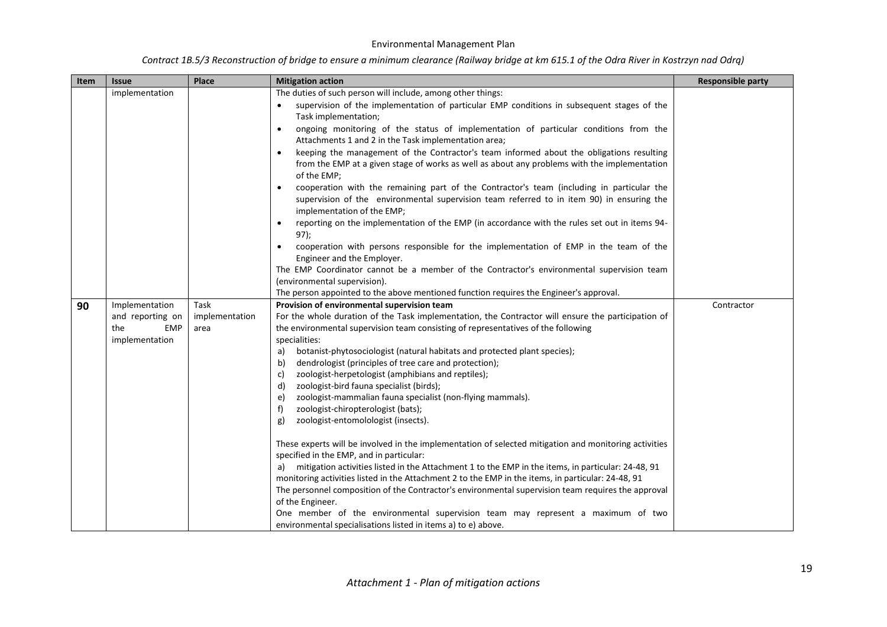| Item | Issue | Place | Mitigation action | Responsible party |
|---|---|---|---|---|
| | implementation | | The duties of such person will include, among other things:<br>• supervision of the implementation of particular EMP conditions in subsequent stages of the Task implementation;<br>• ongoing monitoring of the status of implementation of particular conditions from the Attachments 1 and 2 in the Task implementation area;<br>• keeping the management of the Contractor's team informed about the obligations resulting from the EMP at a given stage of works as well as about any problems with the implementation of the EMP;<br>• cooperation with the remaining part of the Contractor's team (including in particular the supervision of the environmental supervision team referred to in item 90) in ensuring the implementation of the EMP;<br>• reporting on the implementation of the EMP (in accordance with the rules set out in items 94-97);<br>• cooperation with persons responsible for the implementation of EMP in the team of the Engineer and the Employer.<br>The EMP Coordinator cannot be a member of the Contractor's environmental supervision team (environmental supervision).<br>The person appointed to the above mentioned function requires the Engineer's approval. | |
| **90** | Implementation and reporting on the EMP implementation | Task implementation area | **Provision of environmental supervision team**<br>For the whole duration of the Task implementation, the Contractor will ensure the participation of the environmental supervision team consisting of representatives of the following specialities:<br>a) botanist-phytosociologist (natural habitats and protected plant species);<br>b) dendrologist (principles of tree care and protection);<br>c) zoologist-herpetologist (amphibians and reptiles);<br>d) zoologist-bird fauna specialist (birds);<br>e) zoologist-mammalian fauna specialist (non-flying mammals).<br>f) zoologist-chiropterologist (bats);<br>g) zoologist-entomolologist (insects).<br><br>These experts will be involved in the implementation of selected mitigation and monitoring activities specified in the EMP, and in particular:<br>a) mitigation activities listed in the Attachment 1 to the EMP in the items, in particular: 24-48, 91<br>monitoring activities listed in the Attachment 2 to the EMP in the items, in particular: 24-48, 91<br>The personnel composition of the Contractor's environmental supervision team requires the approval of the Engineer.<br>One member of the environmental supervision team may represent a maximum of two environmental specialisations listed in items a) to e) above. | Contractor |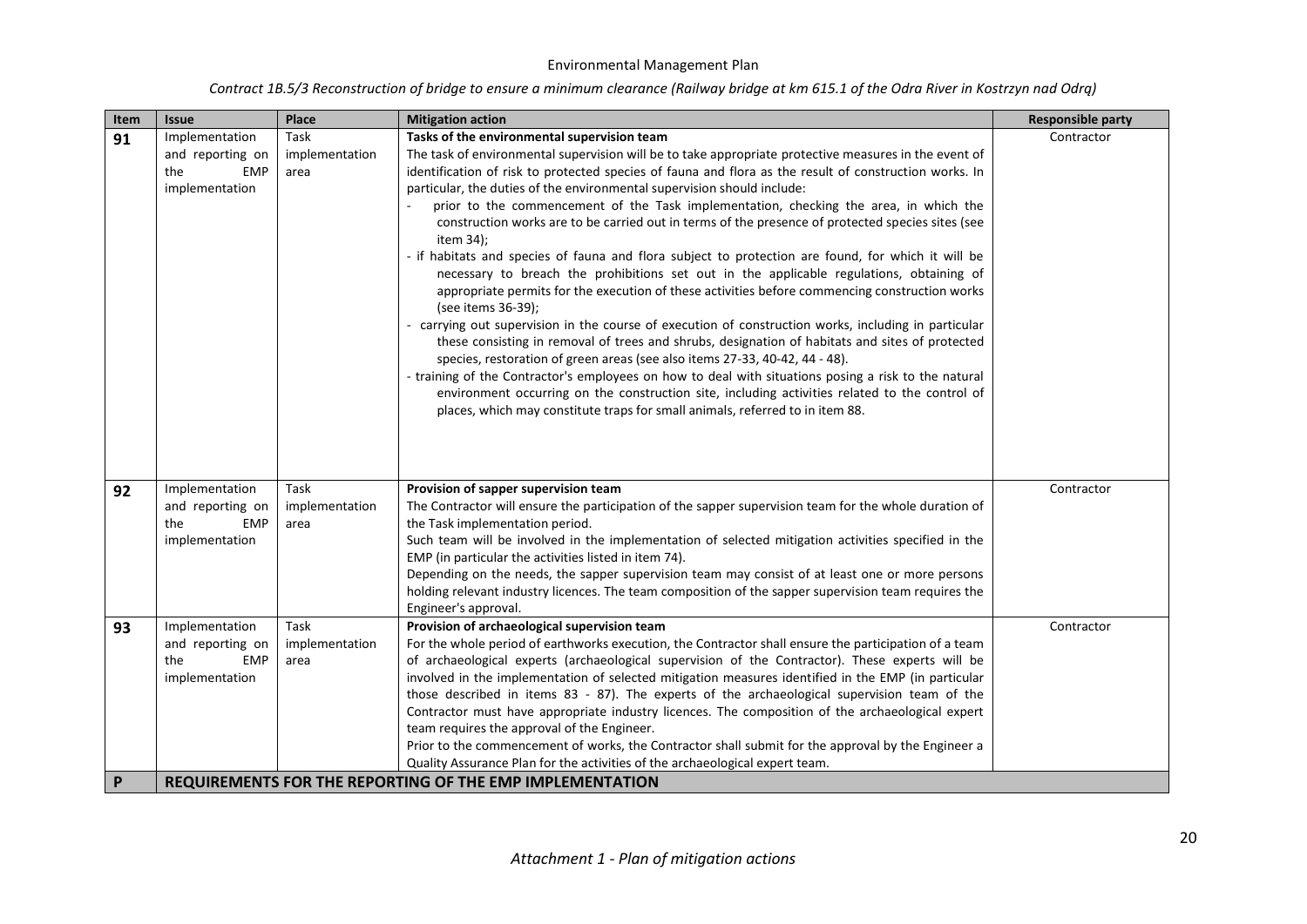| Item | Issue | Place | Mitigation action | Responsible party |
|---|---|---|---|---|
| 91 | Implementation and reporting on the EMP implementation | Task implementation area | **Tasks of the environmental supervision team**<br>The task of environmental supervision will be to take appropriate protective measures in the event of identification of risk to protected species of fauna and flora as the result of construction works. In particular, the duties of the environmental supervision should include:<br>- prior to the commencement of the Task implementation, checking the area, in which the construction works are to be carried out in terms of the presence of protected species sites (see item 34);<br>- if habitats and species of fauna and flora subject to protection are found, for which it will be necessary to breach the prohibitions set out in the applicable regulations, obtaining of appropriate permits for the execution of these activities before commencing construction works (see items 36-39);<br>- carrying out supervision in the course of execution of construction works, including in particular these consisting in removal of trees and shrubs, designation of habitats and sites of protected species, restoration of green areas (see also items 27-33, 40-42, 44 - 48).<br>- training of the Contractor's employees on how to deal with situations posing a risk to the natural environment occurring on the construction site, including activities related to the control of places, which may constitute traps for small animals, referred to in item 88. | Contractor |
| 92 | Implementation and reporting on the EMP implementation | Task implementation area | **Provision of sapper supervision team**<br>The Contractor will ensure the participation of the sapper supervision team for the whole duration of the Task implementation period.<br>Such team will be involved in the implementation of selected mitigation activities specified in the EMP (in particular the activities listed in item 74).<br>Depending on the needs, the sapper supervision team may consist of at least one or more persons holding relevant industry licences. The team composition of the sapper supervision team requires the Engineer's approval. | Contractor |
| 93 | Implementation and reporting on the EMP implementation | Task implementation area | **Provision of archaeological supervision team**<br>For the whole period of earthworks execution, the Contractor shall ensure the participation of a team of archaeological experts (archaeological supervision of the Contractor). These experts will be involved in the implementation of selected mitigation measures identified in the EMP (in particular those described in items 83 - 87). The experts of the archaeological supervision team of the Contractor must have appropriate industry licences. The composition of the archaeological expert team requires the approval of the Engineer.<br>Prior to the commencement of works, the Contractor shall submit for the approval by the Engineer a Quality Assurance Plan for the activities of the archaeological expert team. | Contractor |
| **P** | **REQUIREMENTS FOR THE REPORTING OF THE EMP IMPLEMENTATION** | | | |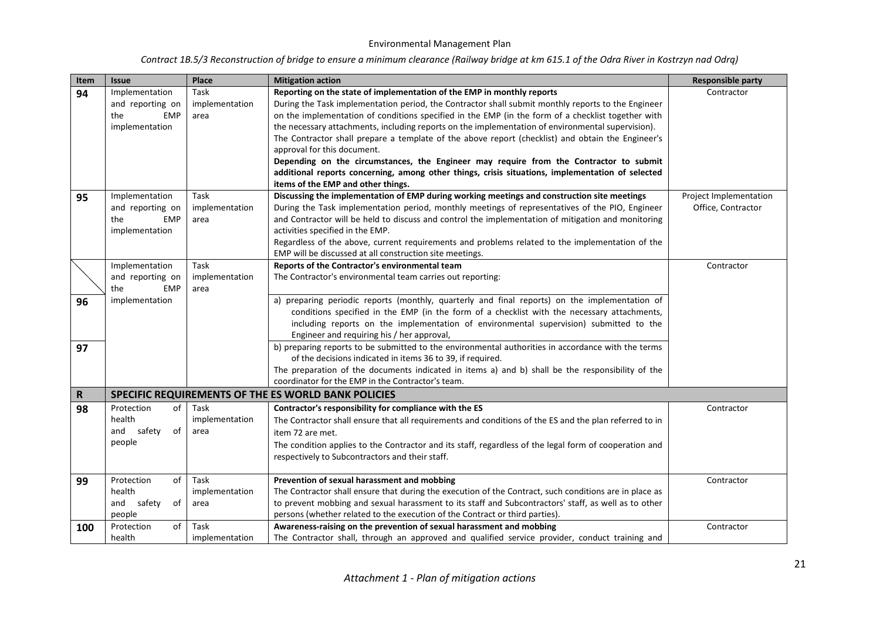| Item | Issue | Place | Mitigation action | Responsible party |
|---|---|---|---|---|
| 94 | Implementation and reporting on the EMP implementation | Task implementation area | **Reporting on the state of implementation of the EMP in monthly reports**<br>During the Task implementation period, the Contractor shall submit monthly reports to the Engineer on the implementation of conditions specified in the EMP (in the form of a checklist together with the necessary attachments, including reports on the implementation of environmental supervision).<br>The Contractor shall prepare a template of the above report (checklist) and obtain the Engineer's approval for this document.<br>**Depending on the circumstances, the Engineer may require from the Contractor to submit additional reports concerning, among other things, crisis situations, implementation of selected items of the EMP and other things.** | Contractor |
| 95 | Implementation and reporting on the EMP implementation | Task implementation area | **Discussing the implementation of EMP during working meetings and construction site meetings**<br>During the Task implementation period, monthly meetings of representatives of the PIO, Engineer and Contractor will be held to discuss and control the implementation of mitigation and monitoring activities specified in the EMP.<br>Regardless of the above, current requirements and problems related to the implementation of the EMP will be discussed at all construction site meetings. | Project Implementation Office, Contractor |
| | Implementation and reporting on the EMP implementation | Task implementation area | **Reports of the Contractor's environmental team**<br>The Contractor's environmental team carries out reporting: | Contractor |
| 96 | | | a) preparing periodic reports (monthly, quarterly and final reports) on the implementation of conditions specified in the EMP (in the form of a checklist with the necessary attachments, including reports on the implementation of environmental supervision) submitted to the Engineer and requiring his / her approval, | |
| 97 | | | b) preparing reports to be submitted to the environmental authorities in accordance with the terms of the decisions indicated in items 36 to 39, if required.<br>The preparation of the documents indicated in items a) and b) shall be the responsibility of the coordinator for the EMP in the Contractor's team. | |
| **R** | **SPECIFIC REQUIREMENTS OF THE ES WORLD BANK POLICIES** | | | |
| 98 | Protection of health and safety of people | Task implementation area | **Contractor's responsibility for compliance with the ES**<br>The Contractor shall ensure that all requirements and conditions of the ES and the plan referred to in item 72 are met.<br>The condition applies to the Contractor and its staff, regardless of the legal form of cooperation and respectively to Subcontractors and their staff. | Contractor |
| 99 | Protection of health and safety of people | Task implementation area | **Prevention of sexual harassment and mobbing**<br>The Contractor shall ensure that during the execution of the Contract, such conditions are in place as to prevent mobbing and sexual harassment to its staff and Subcontractors' staff, as well as to other persons (whether related to the execution of the Contract or third parties). | Contractor |
| 100 | Protection of health | Task implementation | **Awareness-raising on the prevention of sexual harassment and mobbing**<br>The Contractor shall, through an approved and qualified service provider, conduct training and | Contractor |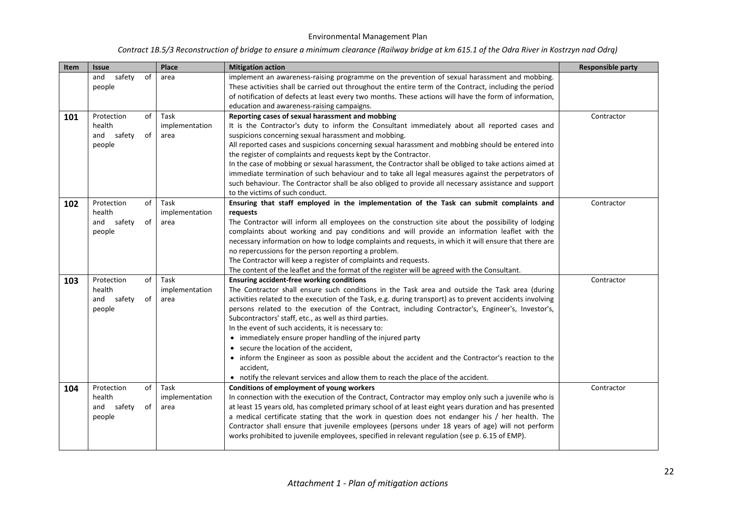| Item | Issue | Place | Mitigation action | Responsible party |
|---|---|---|---|---|
| | and safety of people | area | implement an awareness-raising programme on the prevention of sexual harassment and mobbing. These activities shall be carried out throughout the entire term of the Contract, including the period of notification of defects at least every two months. These actions will have the form of information, education and awareness-raising campaigns. | |
| **101** | Protection of health and safety of people | Task implementation area | **Reporting cases of sexual harassment and mobbing**<br>It is the Contractor's duty to inform the Consultant immediately about all reported cases and suspicions concerning sexual harassment and mobbing.<br>All reported cases and suspicions concerning sexual harassment and mobbing should be entered into the register of complaints and requests kept by the Contractor.<br>In the case of mobbing or sexual harassment, the Contractor shall be obliged to take actions aimed at immediate termination of such behaviour and to take all legal measures against the perpetrators of such behaviour. The Contractor shall be also obliged to provide all necessary assistance and support to the victims of such conduct. | Contractor |
| **102** | Protection of health and safety of people | Task implementation area | **Ensuring that staff employed in the implementation of the Task can submit complaints and requests**<br>The Contractor will inform all employees on the construction site about the possibility of lodging complaints about working and pay conditions and will provide an information leaflet with the necessary information on how to lodge complaints and requests, in which it will ensure that there are no repercussions for the person reporting a problem.<br>The Contractor will keep a register of complaints and requests.<br>The content of the leaflet and the format of the register will be agreed with the Consultant. | Contractor |
| **103** | Protection of health and safety of people | Task implementation area | **Ensuring accident-free working conditions**<br>The Contractor shall ensure such conditions in the Task area and outside the Task area (during activities related to the execution of the Task, e.g. during transport) as to prevent accidents involving persons related to the execution of the Contract, including Contractor's, Engineer's, Investor's, Subcontractors' staff, etc., as well as third parties.<br>In the event of such accidents, it is necessary to:<br>• immediately ensure proper handling of the injured party<br>• secure the location of the accident,<br>• inform the Engineer as soon as possible about the accident and the Contractor's reaction to the accident,<br>• notify the relevant services and allow them to reach the place of the accident. | Contractor |
| **104** | Protection of health and safety of people | Task implementation area | **Conditions of employment of young workers**<br>In connection with the execution of the Contract, Contractor may employ only such a juvenile who is at least 15 years old, has completed primary school of at least eight years duration and has presented a medical certificate stating that the work in question does not endanger his / her health. The Contractor shall ensure that juvenile employees (persons under 18 years of age) will not perform works prohibited to juvenile employees, specified in relevant regulation (see p. 6.15 of EMP). | Contractor |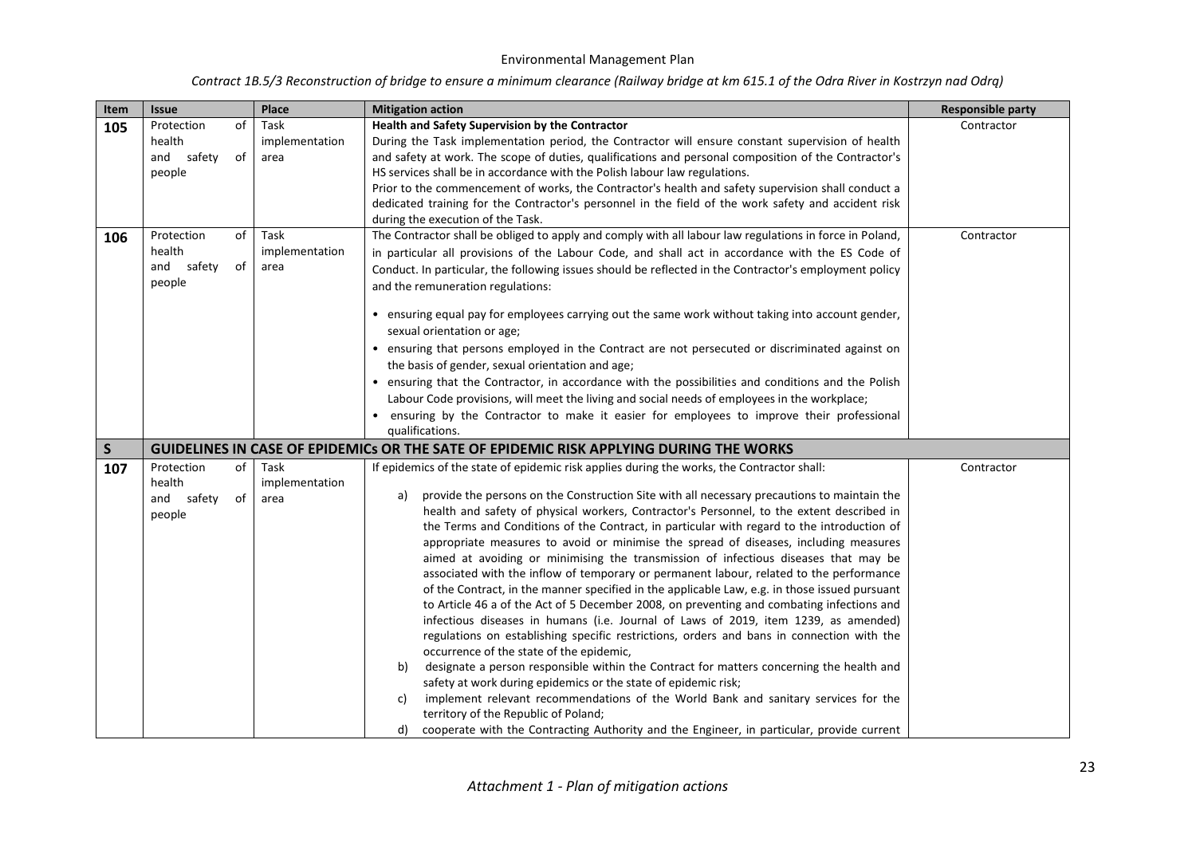| Item | Issue | Place | Mitigation action | Responsible party |
|---|---|---|---|---|
| **105** | Protection of health and safety of people | Task implementation area | **Health and Safety Supervision by the Contractor**<br>During the Task implementation period, the Contractor will ensure constant supervision of health and safety at work. The scope of duties, qualifications and personal composition of the Contractor's HS services shall be in accordance with the Polish labour law regulations.<br>Prior to the commencement of works, the Contractor's health and safety supervision shall conduct a dedicated training for the Contractor's personnel in the field of the work safety and accident risk during the execution of the Task. | Contractor |
| **106** | Protection of health and safety of people | Task implementation area | The Contractor shall be obliged to apply and comply with all labour law regulations in force in Poland, in particular all provisions of the Labour Code, and shall act in accordance with the ES Code of Conduct. In particular, the following issues should be reflected in the Contractor's employment policy and the remuneration regulations:<br>• ensuring equal pay for employees carrying out the same work without taking into account gender, sexual orientation or age;<br>• ensuring that persons employed in the Contract are not persecuted or discriminated against on the basis of gender, sexual orientation and age;<br>• ensuring that the Contractor, in accordance with the possibilities and conditions and the Polish Labour Code provisions, will meet the living and social needs of employees in the workplace;<br>• ensuring by the Contractor to make it easier for employees to improve their professional qualifications. | Contractor |
| **S** | **GUIDELINES IN CASE OF EPIDEMICs OR THE SATE OF EPIDEMIC RISK APPLYING DURING THE WORKS** | | | |
| **107** | Protection of health and safety of people | Task implementation area | If epidemics of the state of epidemic risk applies during the works, the Contractor shall:<br>a) provide the persons on the Construction Site with all necessary precautions to maintain the health and safety of physical workers, Contractor's Personnel, to the extent described in the Terms and Conditions of the Contract, in particular with regard to the introduction of appropriate measures to avoid or minimise the spread of diseases, including measures aimed at avoiding or minimising the transmission of infectious diseases that may be associated with the inflow of temporary or permanent labour, related to the performance of the Contract, in the manner specified in the applicable Law, e.g. in those issued pursuant to Article 46 a of the Act of 5 December 2008, on preventing and combating infections and infectious diseases in humans (i.e. Journal of Laws of 2019, item 1239, as amended) regulations on establishing specific restrictions, orders and bans in connection with the occurrence of the state of the epidemic,<br>b) designate a person responsible within the Contract for matters concerning the health and safety at work during epidemics or the state of epidemic risk;<br>c) implement relevant recommendations of the World Bank and sanitary services for the territory of the Republic of Poland;<br>d) cooperate with the Contracting Authority and the Engineer, in particular, provide current | Contractor |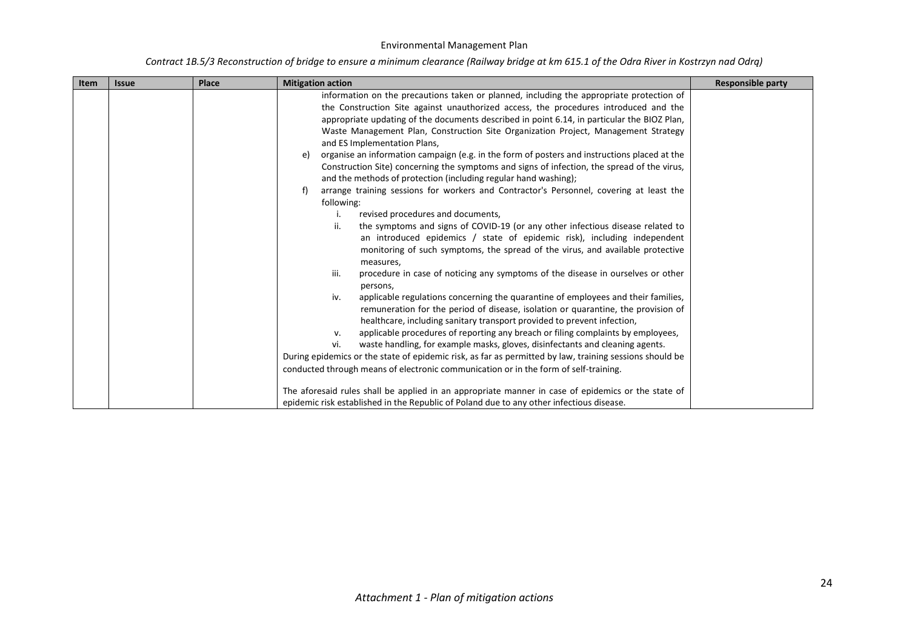| Item | Issue | Place | Mitigation action | Responsible party |
|---|---|---|---|---|
| | | | information on the precautions taken or planned, including the appropriate protection of the Construction Site against unauthorized access, the procedures introduced and the appropriate updating of the documents described in point 6.14, in particular the BIOZ Plan, Waste Management Plan, Construction Site Organization Project, Management Strategy and ES Implementation Plans,<br>e) organise an information campaign (e.g. in the form of posters and instructions placed at the Construction Site) concerning the symptoms and signs of infection, the spread of the virus, and the methods of protection (including regular hand washing);<br>f) arrange training sessions for workers and Contractor's Personnel, covering at least the following:<br>i. revised procedures and documents,<br>ii. the symptoms and signs of COVID-19 (or any other infectious disease related to an introduced epidemics / state of epidemic risk), including independent monitoring of such symptoms, the spread of the virus, and available protective measures,<br>iii. procedure in case of noticing any symptoms of the disease in ourselves or other persons,<br>iv. applicable regulations concerning the quarantine of employees and their families, remuneration for the period of disease, isolation or quarantine, the provision of healthcare, including sanitary transport provided to prevent infection,<br>v. applicable procedures of reporting any breach or filing complaints by employees,<br>vi. waste handling, for example masks, gloves, disinfectants and cleaning agents.<br>During epidemics or the state of epidemic risk, as far as permitted by law, training sessions should be conducted through means of electronic communication or in the form of self-training.<br><br>The aforesaid rules shall be applied in an appropriate manner in case of epidemics or the state of epidemic risk established in the Republic of Poland due to any other infectious disease. | |